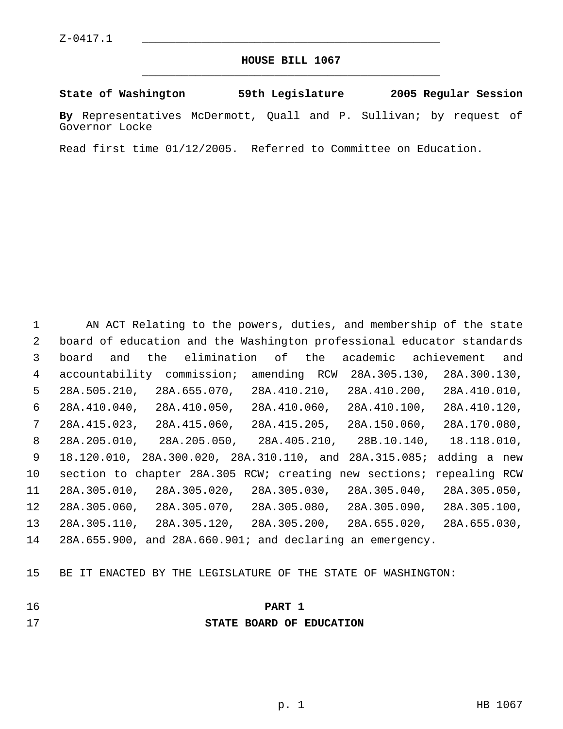Z-0417.1

# HOUSE BILL 1067

**State of Washington 59th Legislature 2005 Regular Session**

**By** Representatives McDermott, Quall and P. Sullivan; by request of Governor Locke

Read first time 01/12/2005. Referred to Committee on Education.

AN ACT Relating to the powers, duties, and membership of the state board of education and the Washington professional educator standards board and the elimination of the academic achievement and accountability commission; amending RCW 28A.305.130, 28A.300.130, 28A.505.210, 28A.655.070, 28A.410.210, 28A.410.200, 28A.410.010, 28A.410.040, 28A.410.050, 28A.410.060, 28A.410.100, 28A.410.120, 28A.415.023, 28A.415.060, 28A.415.205, 28A.150.060, 28A.170.080, 28A.205.010, 28A.205.050, 28A.405.210, 28B.10.140, 18.118.010, 18.120.010, 28A.300.020, 28A.310.110, and 28A.315.085; adding a new section to chapter 28A.305 RCW; creating new sections; repealing RCW 28A.305.010, 28A.305.020, 28A.305.030, 28A.305.040, 28A.305.050, 28A.305.060, 28A.305.070, 28A.305.080, 28A.305.090, 28A.305.100, 28A.305.110, 28A.305.120, 28A.305.200, 28A.655.020, 28A.655.030, 28A.655.900, and 28A.660.901; and declaring an emergency.

BE IT ENACTED BY THE LEGISLATURE OF THE STATE OF WASHINGTON:

## PART 1
## STATE BOARD OF EDUCATION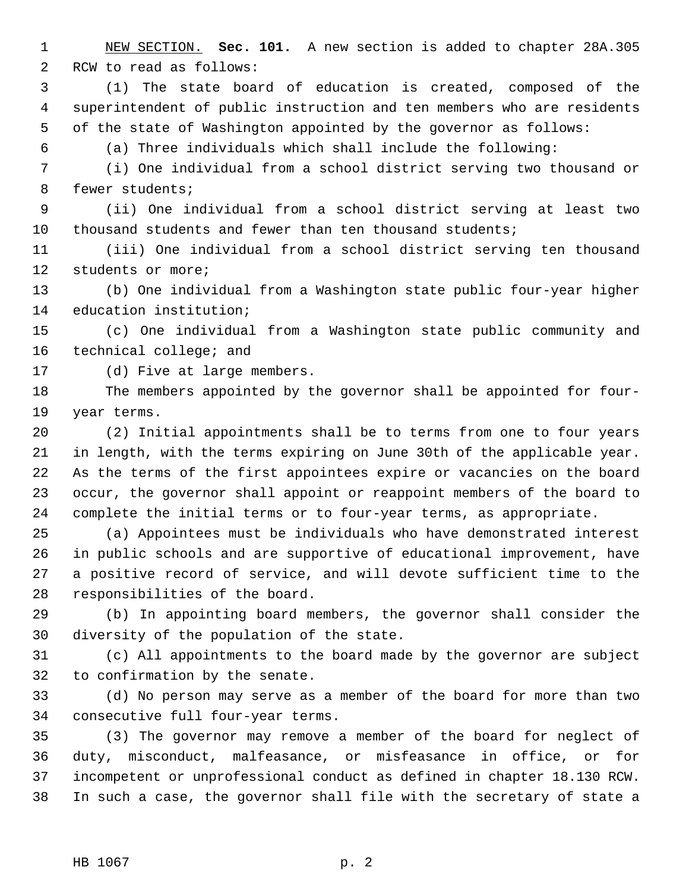NEW SECTION. **Sec. 101.** A new section is added to chapter 28A.305 RCW to read as follows:

(1) The state board of education is created, composed of the superintendent of public instruction and ten members who are residents of the state of Washington appointed by the governor as follows:

(a) Three individuals which shall include the following:

(i) One individual from a school district serving two thousand or fewer students;

(ii) One individual from a school district serving at least two thousand students and fewer than ten thousand students;

(iii) One individual from a school district serving ten thousand students or more;

(b) One individual from a Washington state public four-year higher education institution;

(c) One individual from a Washington state public community and technical college; and

(d) Five at large members.

The members appointed by the governor shall be appointed for four-year terms.

(2) Initial appointments shall be to terms from one to four years in length, with the terms expiring on June 30th of the applicable year. As the terms of the first appointees expire or vacancies on the board occur, the governor shall appoint or reappoint members of the board to complete the initial terms or to four-year terms, as appropriate.

(a) Appointees must be individuals who have demonstrated interest in public schools and are supportive of educational improvement, have a positive record of service, and will devote sufficient time to the responsibilities of the board.

(b) In appointing board members, the governor shall consider the diversity of the population of the state.

(c) All appointments to the board made by the governor are subject to confirmation by the senate.

(d) No person may serve as a member of the board for more than two consecutive full four-year terms.

(3) The governor may remove a member of the board for neglect of duty, misconduct, malfeasance, or misfeasance in office, or for incompetent or unprofessional conduct as defined in chapter 18.130 RCW. In such a case, the governor shall file with the secretary of state a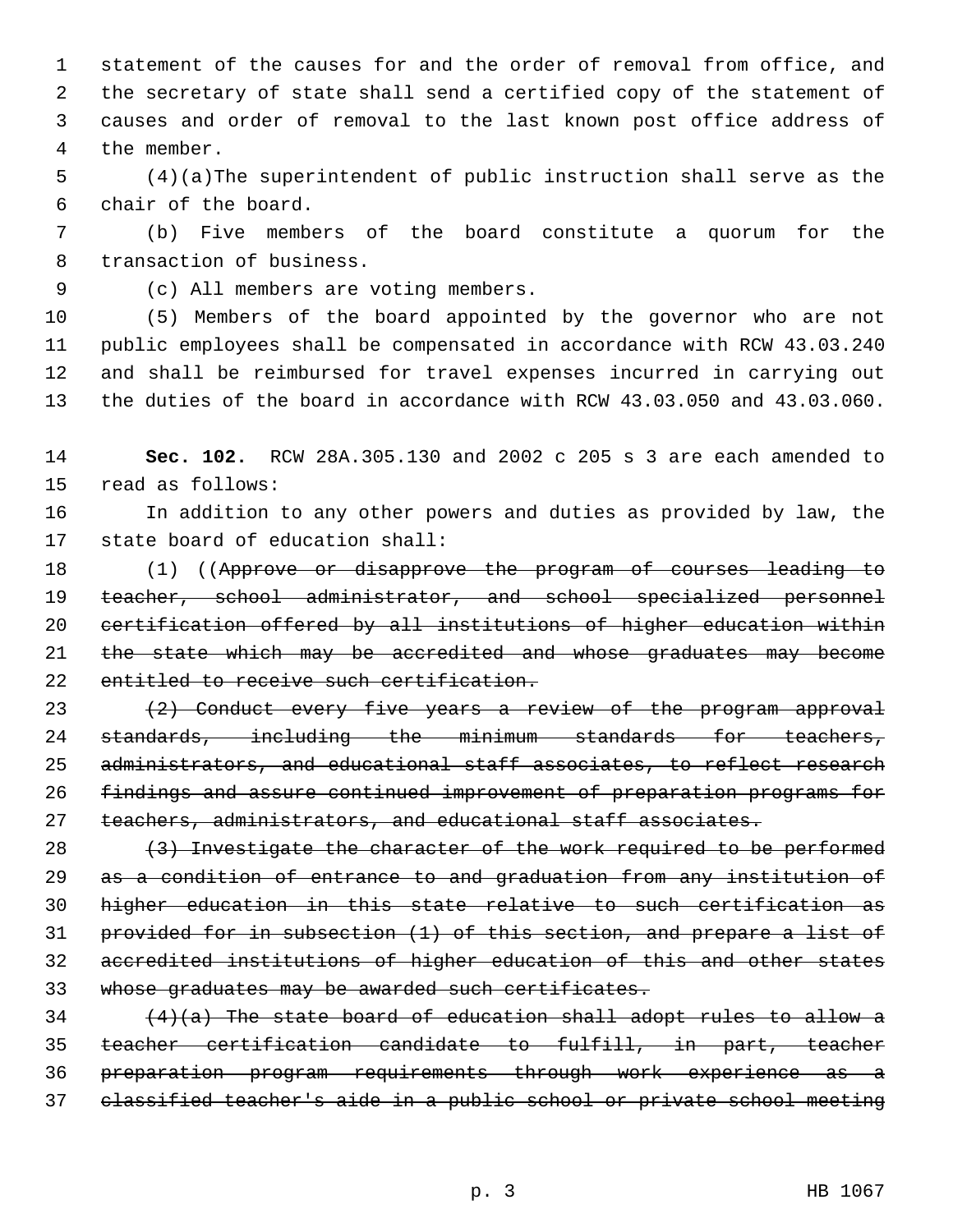statement of the causes for and the order of removal from office, and the secretary of state shall send a certified copy of the statement of causes and order of removal to the last known post office address of the member.

(4)(a)The superintendent of public instruction shall serve as the chair of the board.

(b) Five members of the board constitute a quorum for the transaction of business.

(c) All members are voting members.

(5) Members of the board appointed by the governor who are not public employees shall be compensated in accordance with RCW 43.03.240 and shall be reimbursed for travel expenses incurred in carrying out the duties of the board in accordance with RCW 43.03.050 and 43.03.060.

**Sec. 102.** RCW 28A.305.130 and 2002 c 205 s 3 are each amended to read as follows:

In addition to any other powers and duties as provided by law, the state board of education shall:

(1) ((~~Approve or disapprove the program of courses leading to teacher, school administrator, and school specialized personnel certification offered by all institutions of higher education within the state which may be accredited and whose graduates may become entitled to receive such certification.~~

~~(2) Conduct every five years a review of the program approval standards, including the minimum standards for teachers, administrators, and educational staff associates, to reflect research findings and assure continued improvement of preparation programs for teachers, administrators, and educational staff associates.~~

~~(3) Investigate the character of the work required to be performed as a condition of entrance to and graduation from any institution of higher education in this state relative to such certification as provided for in subsection (1) of this section, and prepare a list of accredited institutions of higher education of this and other states whose graduates may be awarded such certificates.~~

~~(4)(a) The state board of education shall adopt rules to allow a teacher certification candidate to fulfill, in part, teacher preparation program requirements through work experience as a classified teacher's aide in a public school or private school meeting~~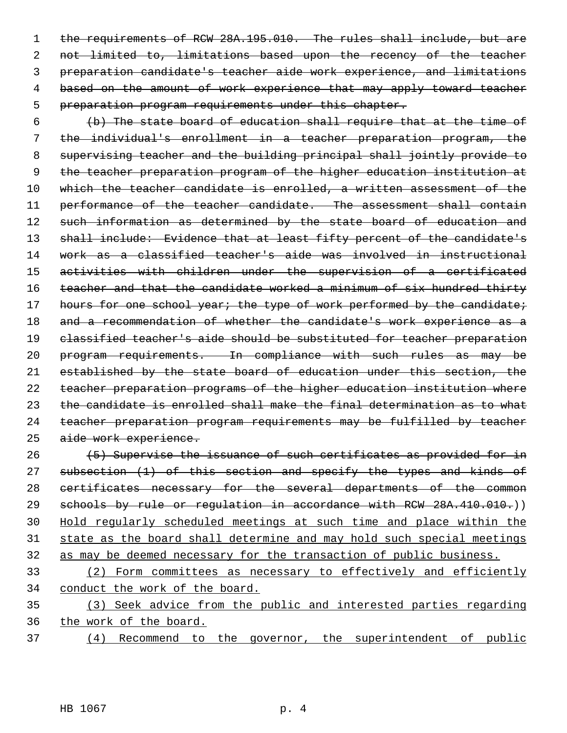~~the requirements of RCW 28A.195.010. The rules shall include, but are not limited to, limitations based upon the recency of the teacher preparation candidate's teacher aide work experience, and limitations based on the amount of work experience that may apply toward teacher preparation program requirements under this chapter.~~

~~(b) The state board of education shall require that at the time of the individual's enrollment in a teacher preparation program, the supervising teacher and the building principal shall jointly provide to the teacher preparation program of the higher education institution at which the teacher candidate is enrolled, a written assessment of the performance of the teacher candidate. The assessment shall contain such information as determined by the state board of education and shall include: Evidence that at least fifty percent of the candidate's work as a classified teacher's aide was involved in instructional activities with children under the supervision of a certificated teacher and that the candidate worked a minimum of six hundred thirty hours for one school year; the type of work performed by the candidate; and a recommendation of whether the candidate's work experience as a classified teacher's aide should be substituted for teacher preparation program requirements. In compliance with such rules as may be established by the state board of education under this section, the teacher preparation programs of the higher education institution where the candidate is enrolled shall make the final determination as to what teacher preparation program requirements may be fulfilled by teacher aide work experience.~~

~~(5) Supervise the issuance of such certificates as provided for in subsection (1) of this section and specify the types and kinds of certificates necessary for the several departments of the common schools by rule or regulation in accordance with RCW 28A.410.010.~~)) <u>Hold regularly scheduled meetings at such time and place within the state as the board shall determine and may hold such special meetings as may be deemed necessary for the transaction of public business.</u>

<u>(2) Form committees as necessary to effectively and efficiently conduct the work of the board.</u>

<u>(3) Seek advice from the public and interested parties regarding the work of the board.</u>

<u>(4) Recommend to the governor, the superintendent of public</u>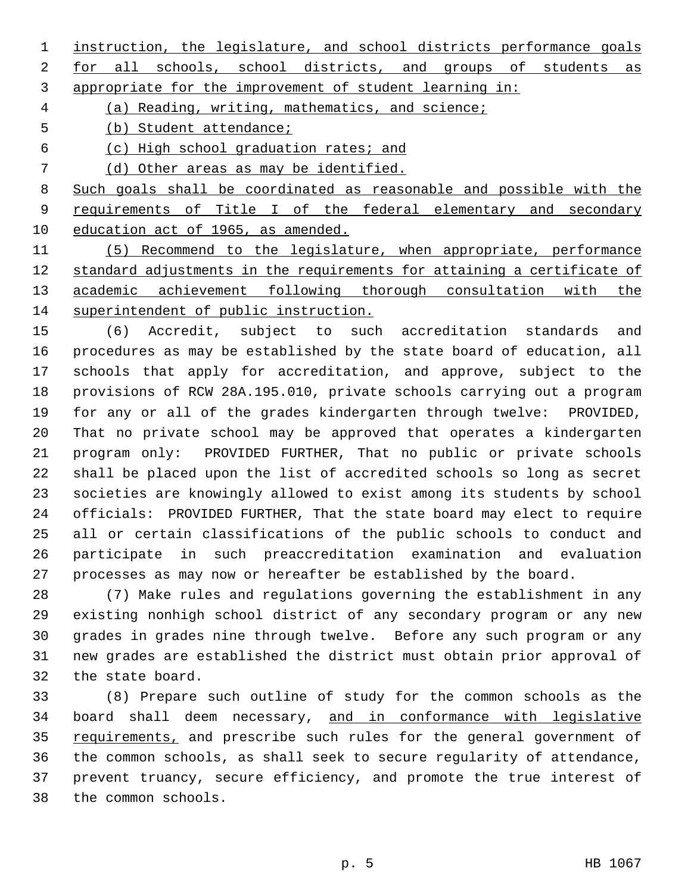instruction, the legislature, and school districts performance goals for all schools, school districts, and groups of students as appropriate for the improvement of student learning in:

(a) Reading, writing, mathematics, and science;

(b) Student attendance;

(c) High school graduation rates; and

(d) Other areas as may be identified.

Such goals shall be coordinated as reasonable and possible with the requirements of Title I of the federal elementary and secondary education act of 1965, as amended.

(5) Recommend to the legislature, when appropriate, performance standard adjustments in the requirements for attaining a certificate of academic achievement following thorough consultation with the superintendent of public instruction.

(6) Accredit, subject to such accreditation standards and procedures as may be established by the state board of education, all schools that apply for accreditation, and approve, subject to the provisions of RCW 28A.195.010, private schools carrying out a program for any or all of the grades kindergarten through twelve: PROVIDED, That no private school may be approved that operates a kindergarten program only: PROVIDED FURTHER, That no public or private schools shall be placed upon the list of accredited schools so long as secret societies are knowingly allowed to exist among its students by school officials: PROVIDED FURTHER, That the state board may elect to require all or certain classifications of the public schools to conduct and participate in such preaccreditation examination and evaluation processes as may now or hereafter be established by the board.

(7) Make rules and regulations governing the establishment in any existing nonhigh school district of any secondary program or any new grades in grades nine through twelve. Before any such program or any new grades are established the district must obtain prior approval of the state board.

(8) Prepare such outline of study for the common schools as the board shall deem necessary, and in conformance with legislative requirements, and prescribe such rules for the general government of the common schools, as shall seek to secure regularity of attendance, prevent truancy, secure efficiency, and promote the true interest of the common schools.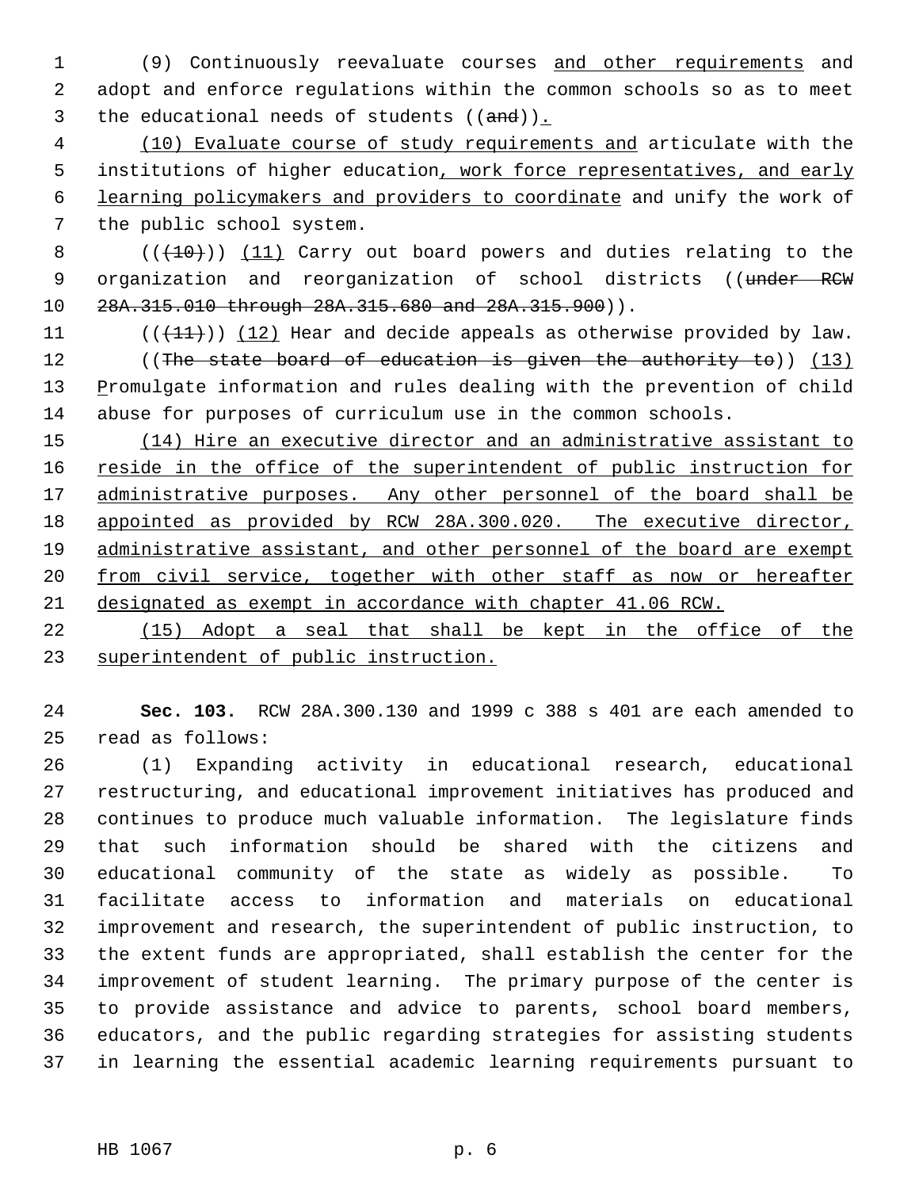(9) Continuously reevaluate courses and other requirements and adopt and enforce regulations within the common schools so as to meet the educational needs of students ((and)).

(10) Evaluate course of study requirements and articulate with the institutions of higher education, work force representatives, and early learning policymakers and providers to coordinate and unify the work of the public school system.

(((10))) (11) Carry out board powers and duties relating to the organization and reorganization of school districts ((under RCW 28A.315.010 through 28A.315.680 and 28A.315.900)).

(((11))) (12) Hear and decide appeals as otherwise provided by law.

((The state board of education is given the authority to)) (13) Promulgate information and rules dealing with the prevention of child abuse for purposes of curriculum use in the common schools.

(14) Hire an executive director and an administrative assistant to reside in the office of the superintendent of public instruction for administrative purposes. Any other personnel of the board shall be appointed as provided by RCW 28A.300.020. The executive director, administrative assistant, and other personnel of the board are exempt from civil service, together with other staff as now or hereafter designated as exempt in accordance with chapter 41.06 RCW.

(15) Adopt a seal that shall be kept in the office of the superintendent of public instruction.

**Sec. 103.** RCW 28A.300.130 and 1999 c 388 s 401 are each amended to read as follows:

(1) Expanding activity in educational research, educational restructuring, and educational improvement initiatives has produced and continues to produce much valuable information. The legislature finds that such information should be shared with the citizens and educational community of the state as widely as possible. To facilitate access to information and materials on educational improvement and research, the superintendent of public instruction, to the extent funds are appropriated, shall establish the center for the improvement of student learning. The primary purpose of the center is to provide assistance and advice to parents, school board members, educators, and the public regarding strategies for assisting students in learning the essential academic learning requirements pursuant to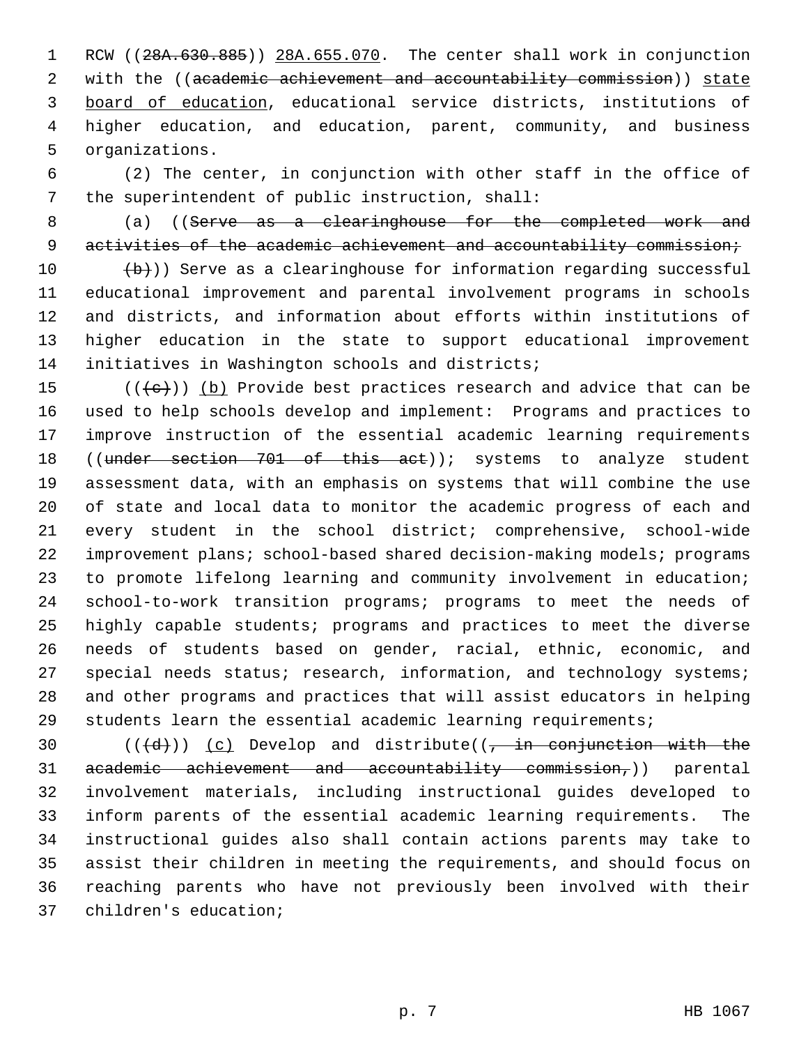RCW ((~~28A.630.885~~)) <u>28A.655.070</u>. The center shall work in conjunction with the ((~~academic achievement and accountability commission~~)) <u>state board of education</u>, educational service districts, institutions of higher education, and education, parent, community, and business organizations.

(2) The center, in conjunction with other staff in the office of the superintendent of public instruction, shall:

(a) ((~~Serve as a clearinghouse for the completed work and activities of the academic achievement and accountability commission;~~

~~(b)~~)) Serve as a clearinghouse for information regarding successful educational improvement and parental involvement programs in schools and districts, and information about efforts within institutions of higher education in the state to support educational improvement initiatives in Washington schools and districts;

((~~(c)~~)) <u>(b)</u> Provide best practices research and advice that can be used to help schools develop and implement: Programs and practices to improve instruction of the essential academic learning requirements ((~~under section 701 of this act~~)); systems to analyze student assessment data, with an emphasis on systems that will combine the use of state and local data to monitor the academic progress of each and every student in the school district; comprehensive, school-wide improvement plans; school-based shared decision-making models; programs to promote lifelong learning and community involvement in education; school-to-work transition programs; programs to meet the needs of highly capable students; programs and practices to meet the diverse needs of students based on gender, racial, ethnic, economic, and special needs status; research, information, and technology systems; and other programs and practices that will assist educators in helping students learn the essential academic learning requirements;

((~~(d)~~)) <u>(c)</u> Develop and distribute((~~, in conjunction with the academic achievement and accountability commission,~~)) parental involvement materials, including instructional guides developed to inform parents of the essential academic learning requirements. The instructional guides also shall contain actions parents may take to assist their children in meeting the requirements, and should focus on reaching parents who have not previously been involved with their children's education;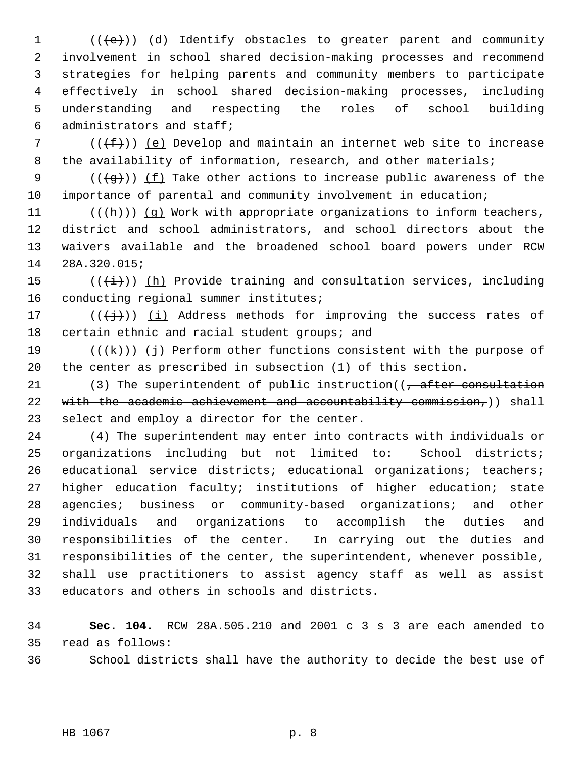(((e))) (d) Identify obstacles to greater parent and community involvement in school shared decision-making processes and recommend strategies for helping parents and community members to participate effectively in school shared decision-making processes, including understanding and respecting the roles of school building administrators and staff;

(((f))) (e) Develop and maintain an internet web site to increase the availability of information, research, and other materials;

(((g))) (f) Take other actions to increase public awareness of the importance of parental and community involvement in education;

(((h))) (g) Work with appropriate organizations to inform teachers, district and school administrators, and school directors about the waivers available and the broadened school board powers under RCW 28A.320.015;

(((i))) (h) Provide training and consultation services, including conducting regional summer institutes;

(((j))) (i) Address methods for improving the success rates of certain ethnic and racial student groups; and

(((k))) (j) Perform other functions consistent with the purpose of the center as prescribed in subsection (1) of this section.

(3) The superintendent of public instruction((~~, after consultation with the academic achievement and accountability commission,~~)) shall select and employ a director for the center.

(4) The superintendent may enter into contracts with individuals or organizations including but not limited to: School districts; educational service districts; educational organizations; teachers; higher education faculty; institutions of higher education; state agencies; business or community-based organizations; and other individuals and organizations to accomplish the duties and responsibilities of the center. In carrying out the duties and responsibilities of the center, the superintendent, whenever possible, shall use practitioners to assist agency staff as well as assist educators and others in schools and districts.

**Sec. 104.** RCW 28A.505.210 and 2001 c 3 s 3 are each amended to read as follows:

School districts shall have the authority to decide the best use of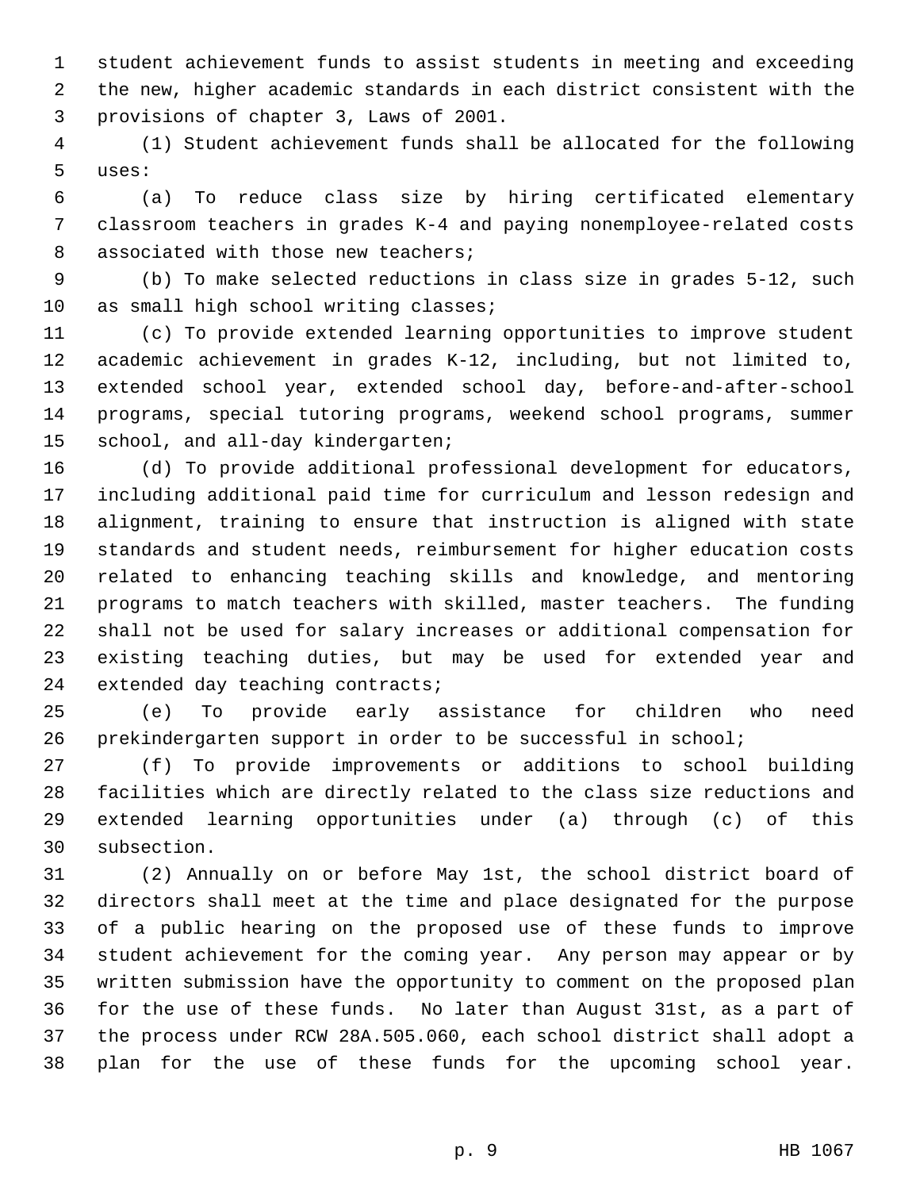student achievement funds to assist students in meeting and exceeding the new, higher academic standards in each district consistent with the provisions of chapter 3, Laws of 2001.

(1) Student achievement funds shall be allocated for the following uses:

(a) To reduce class size by hiring certificated elementary classroom teachers in grades K-4 and paying nonemployee-related costs associated with those new teachers;

(b) To make selected reductions in class size in grades 5-12, such as small high school writing classes;

(c) To provide extended learning opportunities to improve student academic achievement in grades K-12, including, but not limited to, extended school year, extended school day, before-and-after-school programs, special tutoring programs, weekend school programs, summer school, and all-day kindergarten;

(d) To provide additional professional development for educators, including additional paid time for curriculum and lesson redesign and alignment, training to ensure that instruction is aligned with state standards and student needs, reimbursement for higher education costs related to enhancing teaching skills and knowledge, and mentoring programs to match teachers with skilled, master teachers. The funding shall not be used for salary increases or additional compensation for existing teaching duties, but may be used for extended year and extended day teaching contracts;

(e) To provide early assistance for children who need prekindergarten support in order to be successful in school;

(f) To provide improvements or additions to school building facilities which are directly related to the class size reductions and extended learning opportunities under (a) through (c) of this subsection.

(2) Annually on or before May 1st, the school district board of directors shall meet at the time and place designated for the purpose of a public hearing on the proposed use of these funds to improve student achievement for the coming year. Any person may appear or by written submission have the opportunity to comment on the proposed plan for the use of these funds. No later than August 31st, as a part of the process under RCW 28A.505.060, each school district shall adopt a plan for the use of these funds for the upcoming school year.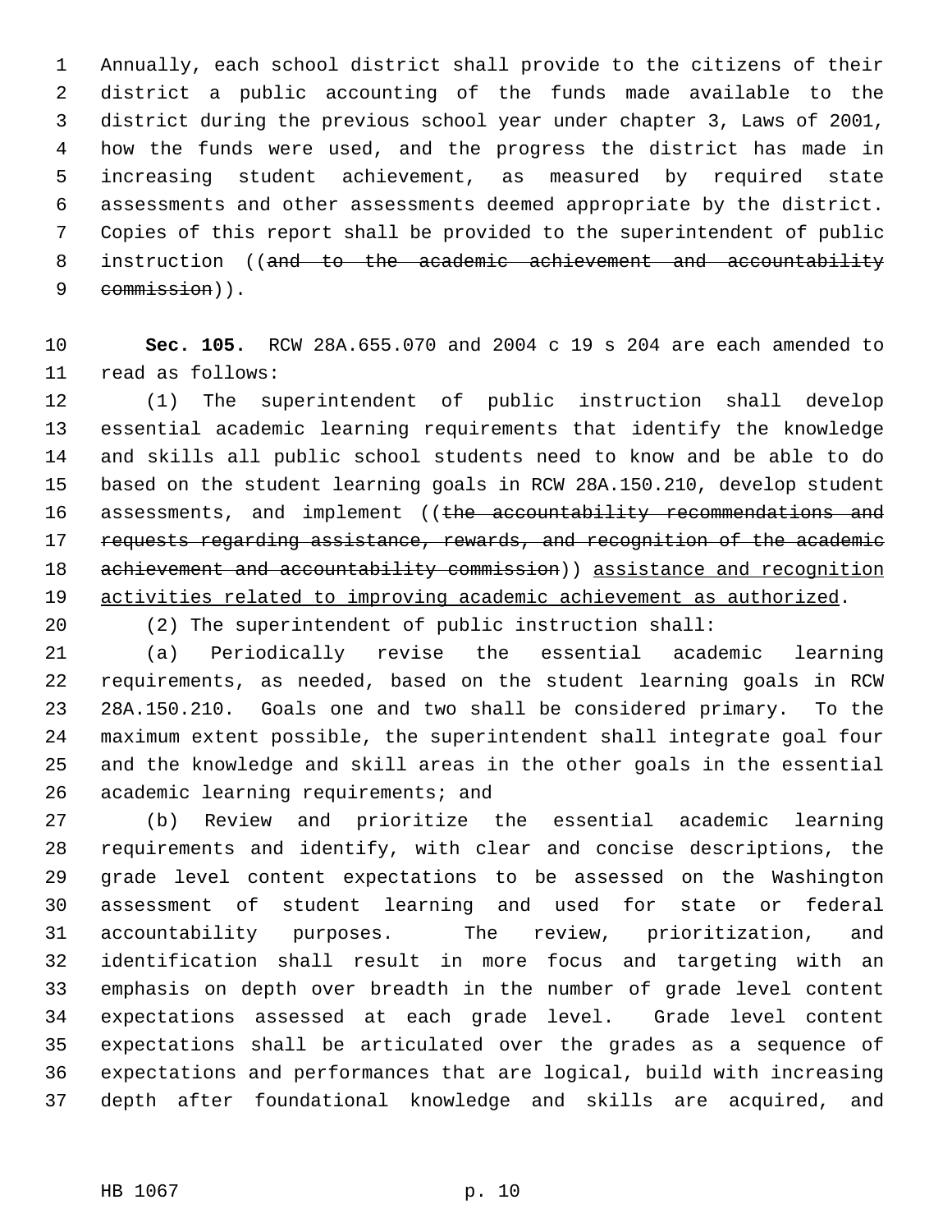Annually, each school district shall provide to the citizens of their district a public accounting of the funds made available to the district during the previous school year under chapter 3, Laws of 2001, how the funds were used, and the progress the district has made in increasing student achievement, as measured by required state assessments and other assessments deemed appropriate by the district. Copies of this report shall be provided to the superintendent of public instruction ((~~and to the academic achievement and accountability commission~~)).

**Sec. 105.** RCW 28A.655.070 and 2004 c 19 s 204 are each amended to read as follows:

(1) The superintendent of public instruction shall develop essential academic learning requirements that identify the knowledge and skills all public school students need to know and be able to do based on the student learning goals in RCW 28A.150.210, develop student assessments, and implement ((~~the accountability recommendations and requests regarding assistance, rewards, and recognition of the academic achievement and accountability commission~~)) <u>assistance and recognition activities related to improving academic achievement as authorized</u>.

(2) The superintendent of public instruction shall:

(a) Periodically revise the essential academic learning requirements, as needed, based on the student learning goals in RCW 28A.150.210. Goals one and two shall be considered primary. To the maximum extent possible, the superintendent shall integrate goal four and the knowledge and skill areas in the other goals in the essential academic learning requirements; and

(b) Review and prioritize the essential academic learning requirements and identify, with clear and concise descriptions, the grade level content expectations to be assessed on the Washington assessment of student learning and used for state or federal accountability purposes. The review, prioritization, and identification shall result in more focus and targeting with an emphasis on depth over breadth in the number of grade level content expectations assessed at each grade level. Grade level content expectations shall be articulated over the grades as a sequence of expectations and performances that are logical, build with increasing depth after foundational knowledge and skills are acquired, and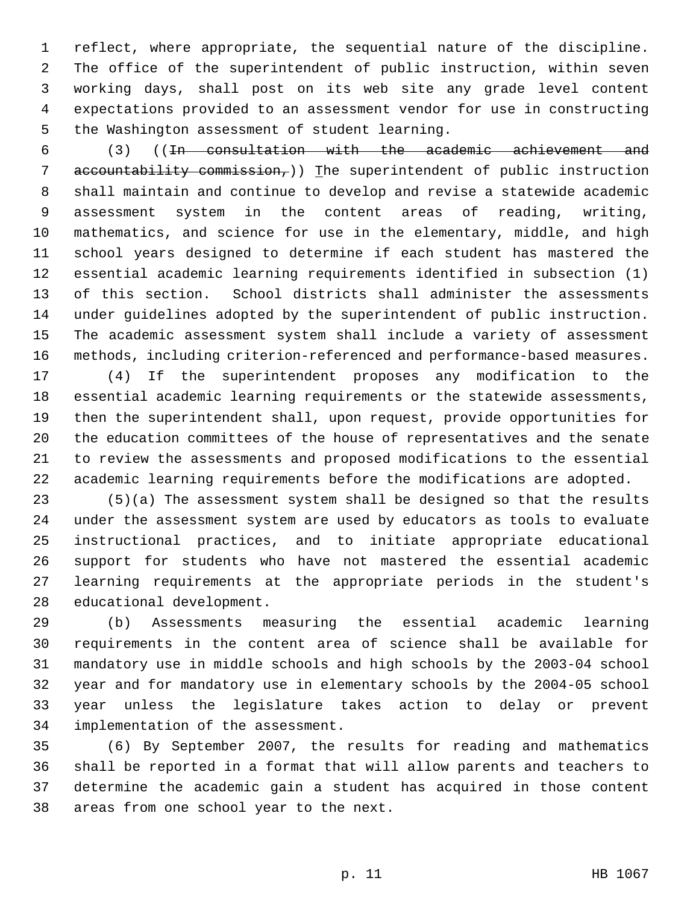reflect, where appropriate, the sequential nature of the discipline. The office of the superintendent of public instruction, within seven working days, shall post on its web site any grade level content expectations provided to an assessment vendor for use in constructing the Washington assessment of student learning.

(3) ((~~In consultation with the academic achievement and accountability commission,~~)) The superintendent of public instruction shall maintain and continue to develop and revise a statewide academic assessment system in the content areas of reading, writing, mathematics, and science for use in the elementary, middle, and high school years designed to determine if each student has mastered the essential academic learning requirements identified in subsection (1) of this section. School districts shall administer the assessments under guidelines adopted by the superintendent of public instruction. The academic assessment system shall include a variety of assessment methods, including criterion-referenced and performance-based measures.

(4) If the superintendent proposes any modification to the essential academic learning requirements or the statewide assessments, then the superintendent shall, upon request, provide opportunities for the education committees of the house of representatives and the senate to review the assessments and proposed modifications to the essential academic learning requirements before the modifications are adopted.

(5)(a) The assessment system shall be designed so that the results under the assessment system are used by educators as tools to evaluate instructional practices, and to initiate appropriate educational support for students who have not mastered the essential academic learning requirements at the appropriate periods in the student's educational development.

(b) Assessments measuring the essential academic learning requirements in the content area of science shall be available for mandatory use in middle schools and high schools by the 2003-04 school year and for mandatory use in elementary schools by the 2004-05 school year unless the legislature takes action to delay or prevent implementation of the assessment.

(6) By September 2007, the results for reading and mathematics shall be reported in a format that will allow parents and teachers to determine the academic gain a student has acquired in those content areas from one school year to the next.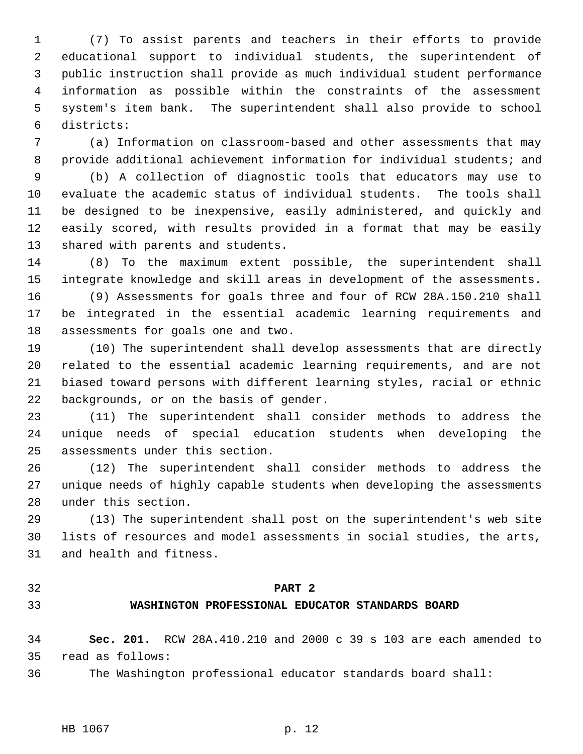(7) To assist parents and teachers in their efforts to provide educational support to individual students, the superintendent of public instruction shall provide as much individual student performance information as possible within the constraints of the assessment system's item bank. The superintendent shall also provide to school districts:

(a) Information on classroom-based and other assessments that may provide additional achievement information for individual students; and

(b) A collection of diagnostic tools that educators may use to evaluate the academic status of individual students. The tools shall be designed to be inexpensive, easily administered, and quickly and easily scored, with results provided in a format that may be easily shared with parents and students.

(8) To the maximum extent possible, the superintendent shall integrate knowledge and skill areas in development of the assessments.

(9) Assessments for goals three and four of RCW 28A.150.210 shall be integrated in the essential academic learning requirements and assessments for goals one and two.

(10) The superintendent shall develop assessments that are directly related to the essential academic learning requirements, and are not biased toward persons with different learning styles, racial or ethnic backgrounds, or on the basis of gender.

(11) The superintendent shall consider methods to address the unique needs of special education students when developing the assessments under this section.

(12) The superintendent shall consider methods to address the unique needs of highly capable students when developing the assessments under this section.

(13) The superintendent shall post on the superintendent's web site lists of resources and model assessments in social studies, the arts, and health and fitness.

## PART 2
## WASHINGTON PROFESSIONAL EDUCATOR STANDARDS BOARD

**Sec. 201.** RCW 28A.410.210 and 2000 c 39 s 103 are each amended to read as follows:

The Washington professional educator standards board shall: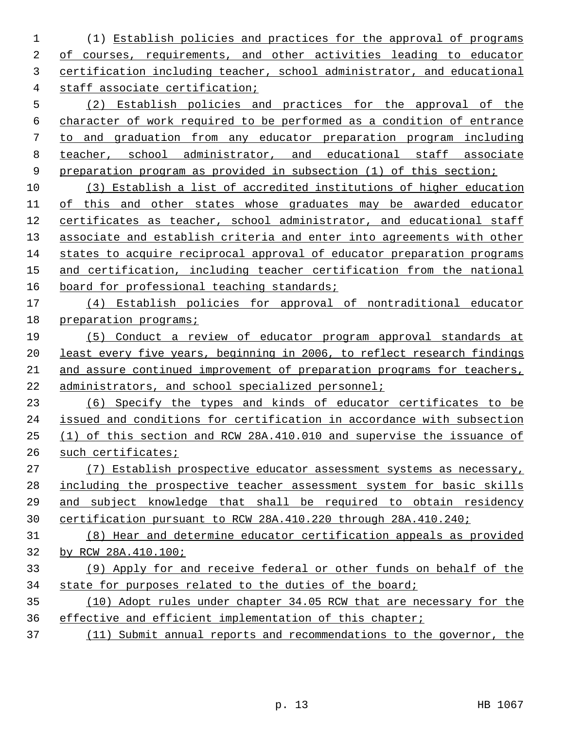(1) Establish policies and practices for the approval of programs of courses, requirements, and other activities leading to educator certification including teacher, school administrator, and educational staff associate certification;

(2) Establish policies and practices for the approval of the character of work required to be performed as a condition of entrance to and graduation from any educator preparation program including teacher, school administrator, and educational staff associate preparation program as provided in subsection (1) of this section;

(3) Establish a list of accredited institutions of higher education of this and other states whose graduates may be awarded educator certificates as teacher, school administrator, and educational staff associate and establish criteria and enter into agreements with other states to acquire reciprocal approval of educator preparation programs and certification, including teacher certification from the national board for professional teaching standards;

(4) Establish policies for approval of nontraditional educator preparation programs;

(5) Conduct a review of educator program approval standards at least every five years, beginning in 2006, to reflect research findings and assure continued improvement of preparation programs for teachers, administrators, and school specialized personnel;

(6) Specify the types and kinds of educator certificates to be issued and conditions for certification in accordance with subsection (1) of this section and RCW 28A.410.010 and supervise the issuance of such certificates;

(7) Establish prospective educator assessment systems as necessary, including the prospective teacher assessment system for basic skills and subject knowledge that shall be required to obtain residency certification pursuant to RCW 28A.410.220 through 28A.410.240;

(8) Hear and determine educator certification appeals as provided by RCW 28A.410.100;

(9) Apply for and receive federal or other funds on behalf of the state for purposes related to the duties of the board;

(10) Adopt rules under chapter 34.05 RCW that are necessary for the effective and efficient implementation of this chapter;

(11) Submit annual reports and recommendations to the governor, the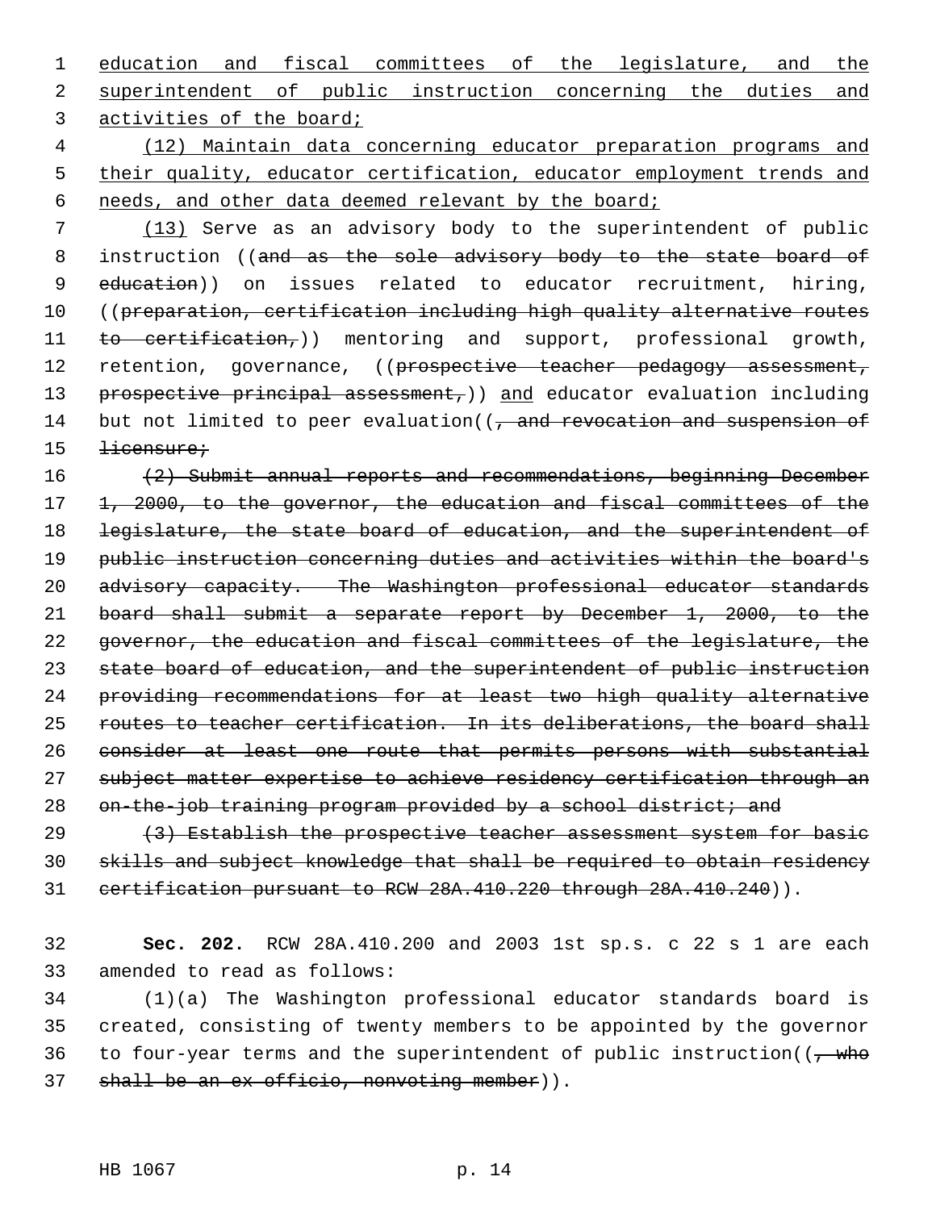education and fiscal committees of the legislature, and the superintendent of public instruction concerning the duties and activities of the board;

(12) Maintain data concerning educator preparation programs and their quality, educator certification, educator employment trends and needs, and other data deemed relevant by the board;

(13) Serve as an advisory body to the superintendent of public instruction ((~~and as the sole advisory body to the state board of education~~)) on issues related to educator recruitment, hiring, ((~~preparation, certification including high quality alternative routes to certification,~~)) mentoring and support, professional growth, retention, governance, ((~~prospective teacher pedagogy assessment, prospective principal assessment,~~)) and educator evaluation including but not limited to peer evaluation((~~, and revocation and suspension of licensure;~~

~~(2) Submit annual reports and recommendations, beginning December 1, 2000, to the governor, the education and fiscal committees of the legislature, the state board of education, and the superintendent of public instruction concerning duties and activities within the board's advisory capacity. The Washington professional educator standards board shall submit a separate report by December 1, 2000, to the governor, the education and fiscal committees of the legislature, the state board of education, and the superintendent of public instruction providing recommendations for at least two high quality alternative routes to teacher certification. In its deliberations, the board shall consider at least one route that permits persons with substantial subject matter expertise to achieve residency certification through an on-the-job training program provided by a school district; and~~

~~(3) Establish the prospective teacher assessment system for basic skills and subject knowledge that shall be required to obtain residency certification pursuant to RCW 28A.410.220 through 28A.410.240~~)).

**Sec. 202.** RCW 28A.410.200 and 2003 1st sp.s. c 22 s 1 are each amended to read as follows:

(1)(a) The Washington professional educator standards board is created, consisting of twenty members to be appointed by the governor to four-year terms and the superintendent of public instruction((~~, who shall be an ex officio, nonvoting member~~)).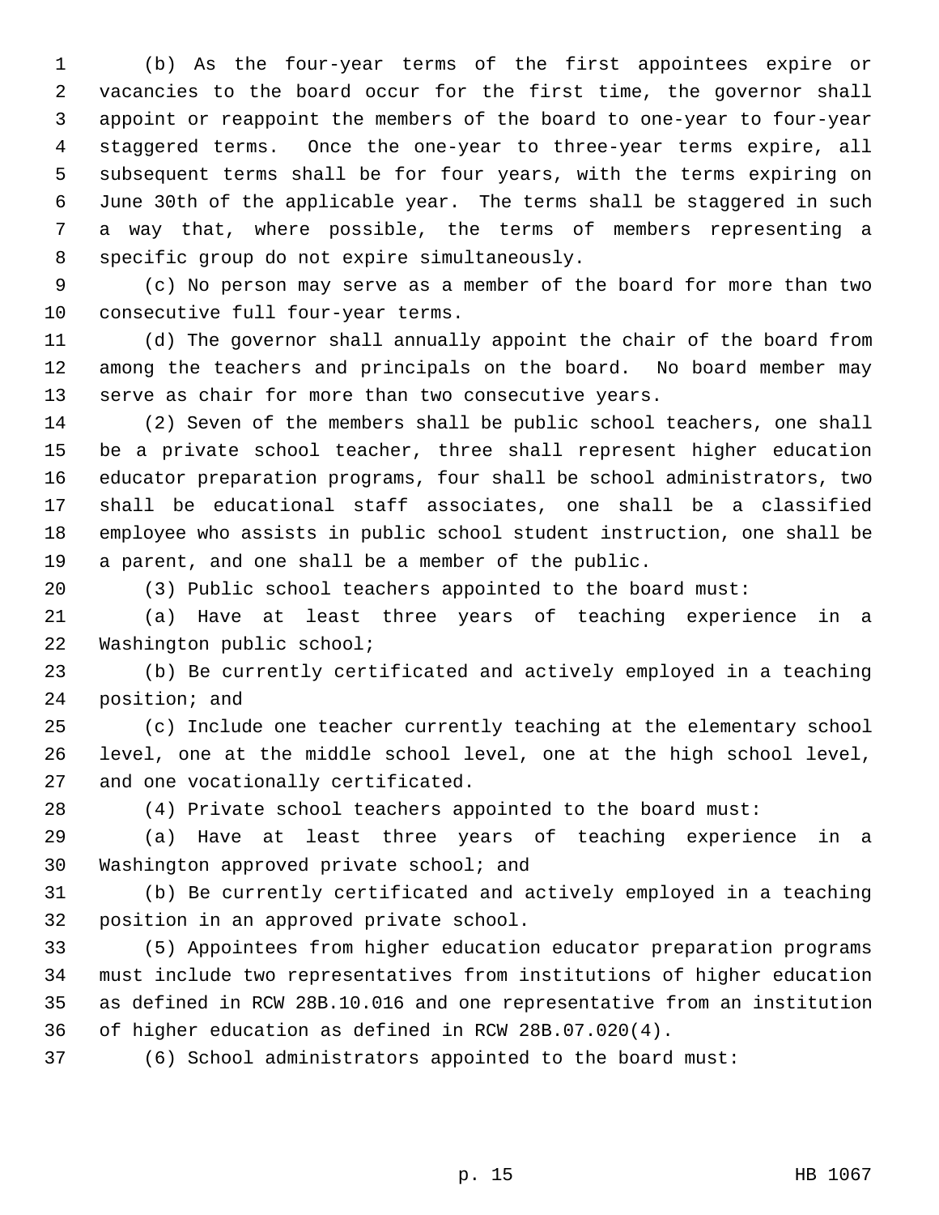(b) As the four-year terms of the first appointees expire or vacancies to the board occur for the first time, the governor shall appoint or reappoint the members of the board to one-year to four-year staggered terms. Once the one-year to three-year terms expire, all subsequent terms shall be for four years, with the terms expiring on June 30th of the applicable year. The terms shall be staggered in such a way that, where possible, the terms of members representing a specific group do not expire simultaneously.

(c) No person may serve as a member of the board for more than two consecutive full four-year terms.

(d) The governor shall annually appoint the chair of the board from among the teachers and principals on the board. No board member may serve as chair for more than two consecutive years.

(2) Seven of the members shall be public school teachers, one shall be a private school teacher, three shall represent higher education educator preparation programs, four shall be school administrators, two shall be educational staff associates, one shall be a classified employee who assists in public school student instruction, one shall be a parent, and one shall be a member of the public.

(3) Public school teachers appointed to the board must:

(a) Have at least three years of teaching experience in a Washington public school;

(b) Be currently certificated and actively employed in a teaching position; and

(c) Include one teacher currently teaching at the elementary school level, one at the middle school level, one at the high school level, and one vocationally certificated.

(4) Private school teachers appointed to the board must:

(a) Have at least three years of teaching experience in a Washington approved private school; and

(b) Be currently certificated and actively employed in a teaching position in an approved private school.

(5) Appointees from higher education educator preparation programs must include two representatives from institutions of higher education as defined in RCW 28B.10.016 and one representative from an institution of higher education as defined in RCW 28B.07.020(4).

(6) School administrators appointed to the board must: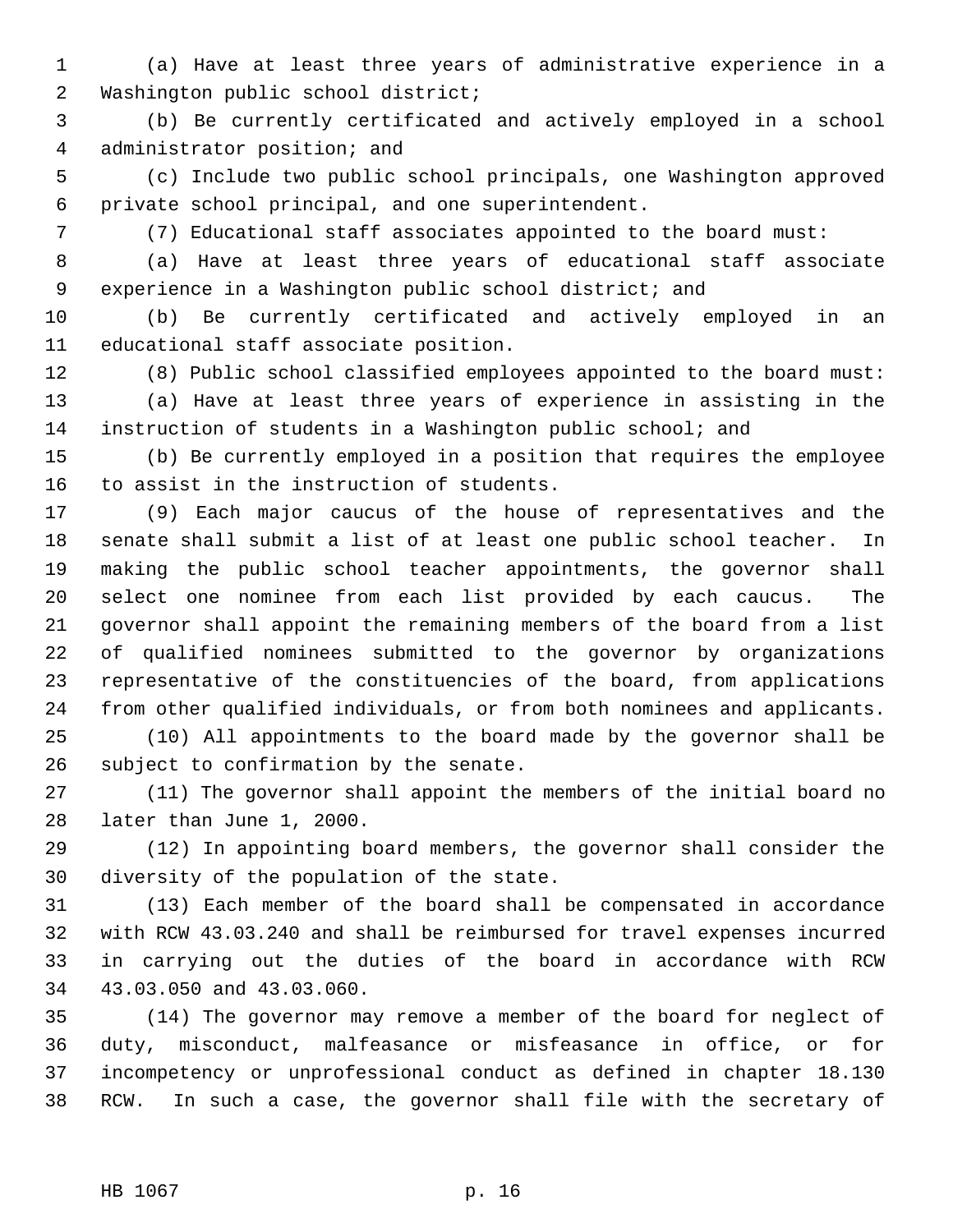(a) Have at least three years of administrative experience in a Washington public school district;

(b) Be currently certificated and actively employed in a school administrator position; and

(c) Include two public school principals, one Washington approved private school principal, and one superintendent.

(7) Educational staff associates appointed to the board must:

(a) Have at least three years of educational staff associate experience in a Washington public school district; and

(b) Be currently certificated and actively employed in an educational staff associate position.

(8) Public school classified employees appointed to the board must:

(a) Have at least three years of experience in assisting in the instruction of students in a Washington public school; and

(b) Be currently employed in a position that requires the employee to assist in the instruction of students.

(9) Each major caucus of the house of representatives and the senate shall submit a list of at least one public school teacher. In making the public school teacher appointments, the governor shall select one nominee from each list provided by each caucus. The governor shall appoint the remaining members of the board from a list of qualified nominees submitted to the governor by organizations representative of the constituencies of the board, from applications from other qualified individuals, or from both nominees and applicants.

(10) All appointments to the board made by the governor shall be subject to confirmation by the senate.

(11) The governor shall appoint the members of the initial board no later than June 1, 2000.

(12) In appointing board members, the governor shall consider the diversity of the population of the state.

(13) Each member of the board shall be compensated in accordance with RCW 43.03.240 and shall be reimbursed for travel expenses incurred in carrying out the duties of the board in accordance with RCW 43.03.050 and 43.03.060.

(14) The governor may remove a member of the board for neglect of duty, misconduct, malfeasance or misfeasance in office, or for incompetency or unprofessional conduct as defined in chapter 18.130 RCW. In such a case, the governor shall file with the secretary of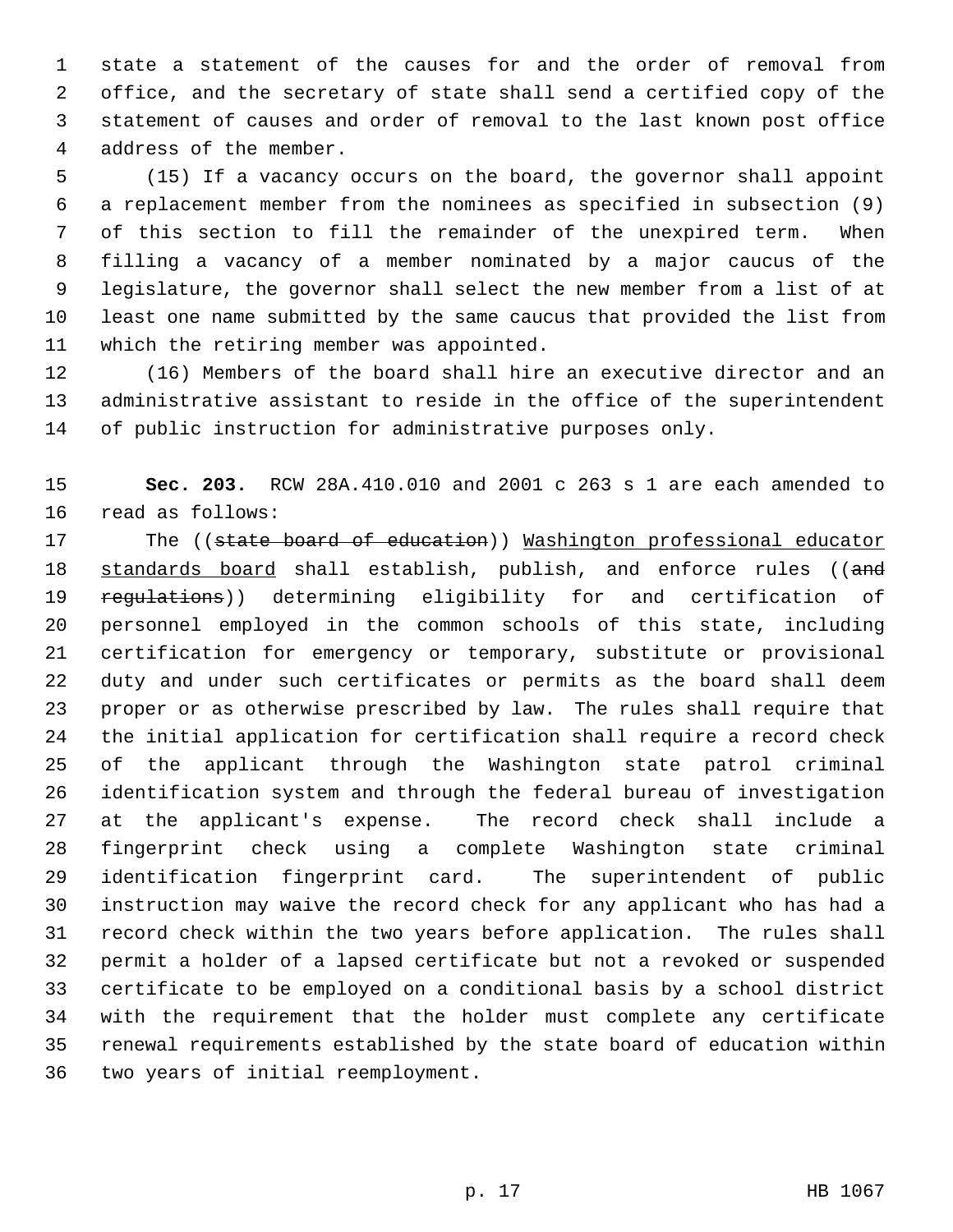state a statement of the causes for and the order of removal from office, and the secretary of state shall send a certified copy of the statement of causes and order of removal to the last known post office address of the member.

(15) If a vacancy occurs on the board, the governor shall appoint a replacement member from the nominees as specified in subsection (9) of this section to fill the remainder of the unexpired term. When filling a vacancy of a member nominated by a major caucus of the legislature, the governor shall select the new member from a list of at least one name submitted by the same caucus that provided the list from which the retiring member was appointed.

(16) Members of the board shall hire an executive director and an administrative assistant to reside in the office of the superintendent of public instruction for administrative purposes only.

**Sec. 203.** RCW 28A.410.010 and 2001 c 263 s 1 are each amended to read as follows:

The ((~~state board of education~~)) <u>Washington professional educator standards board</u> shall establish, publish, and enforce rules ((~~and regulations~~)) determining eligibility for and certification of personnel employed in the common schools of this state, including certification for emergency or temporary, substitute or provisional duty and under such certificates or permits as the board shall deem proper or as otherwise prescribed by law. The rules shall require that the initial application for certification shall require a record check of the applicant through the Washington state patrol criminal identification system and through the federal bureau of investigation at the applicant's expense. The record check shall include a fingerprint check using a complete Washington state criminal identification fingerprint card. The superintendent of public instruction may waive the record check for any applicant who has had a record check within the two years before application. The rules shall permit a holder of a lapsed certificate but not a revoked or suspended certificate to be employed on a conditional basis by a school district with the requirement that the holder must complete any certificate renewal requirements established by the state board of education within two years of initial reemployment.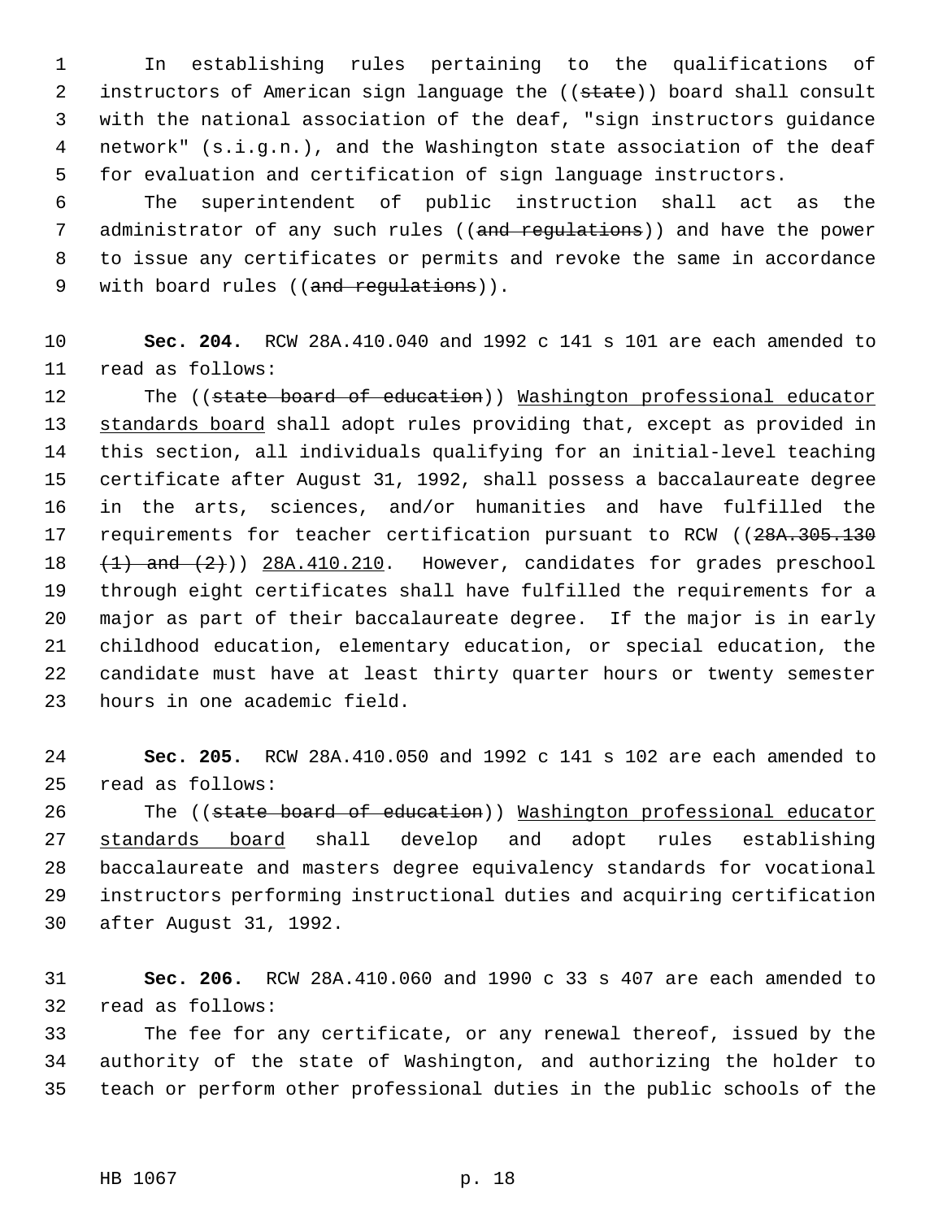In establishing rules pertaining to the qualifications of instructors of American sign language the ((~~state~~)) board shall consult with the national association of the deaf, "sign instructors guidance network" (s.i.g.n.), and the Washington state association of the deaf for evaluation and certification of sign language instructors.

The superintendent of public instruction shall act as the administrator of any such rules ((~~and regulations~~)) and have the power to issue any certificates or permits and revoke the same in accordance with board rules ((~~and regulations~~)).

**Sec. 204.** RCW 28A.410.040 and 1992 c 141 s 101 are each amended to read as follows:

The ((~~state board of education~~)) <u>Washington professional educator standards board</u> shall adopt rules providing that, except as provided in this section, all individuals qualifying for an initial-level teaching certificate after August 31, 1992, shall possess a baccalaureate degree in the arts, sciences, and/or humanities and have fulfilled the requirements for teacher certification pursuant to RCW ((~~28A.305.130 (1) and (2)~~)) <u>28A.410.210</u>. However, candidates for grades preschool through eight certificates shall have fulfilled the requirements for a major as part of their baccalaureate degree. If the major is in early childhood education, elementary education, or special education, the candidate must have at least thirty quarter hours or twenty semester hours in one academic field.

**Sec. 205.** RCW 28A.410.050 and 1992 c 141 s 102 are each amended to read as follows:

The ((~~state board of education~~)) <u>Washington professional educator standards board</u> shall develop and adopt rules establishing baccalaureate and masters degree equivalency standards for vocational instructors performing instructional duties and acquiring certification after August 31, 1992.

**Sec. 206.** RCW 28A.410.060 and 1990 c 33 s 407 are each amended to read as follows:

The fee for any certificate, or any renewal thereof, issued by the authority of the state of Washington, and authorizing the holder to teach or perform other professional duties in the public schools of the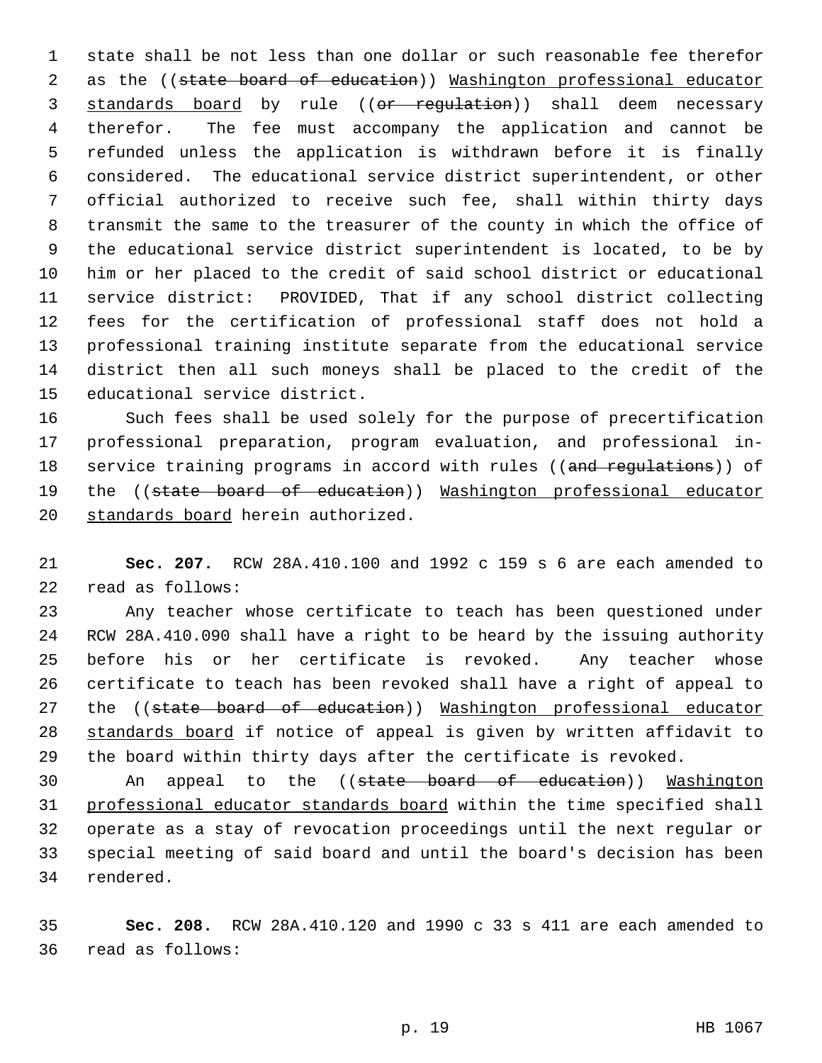state shall be not less than one dollar or such reasonable fee therefor as the ((~~state board of education~~)) <u>Washington professional educator standards board</u> by rule ((~~or regulation~~)) shall deem necessary therefor. The fee must accompany the application and cannot be refunded unless the application is withdrawn before it is finally considered. The educational service district superintendent, or other official authorized to receive such fee, shall within thirty days transmit the same to the treasurer of the county in which the office of the educational service district superintendent is located, to be by him or her placed to the credit of said school district or educational service district: PROVIDED, That if any school district collecting fees for the certification of professional staff does not hold a professional training institute separate from the educational service district then all such moneys shall be placed to the credit of the educational service district.

Such fees shall be used solely for the purpose of precertification professional preparation, program evaluation, and professional in-service training programs in accord with rules ((~~and regulations~~)) of the ((~~state board of education~~)) <u>Washington professional educator standards board</u> herein authorized.

**Sec. 207.** RCW 28A.410.100 and 1992 c 159 s 6 are each amended to read as follows:

Any teacher whose certificate to teach has been questioned under RCW 28A.410.090 shall have a right to be heard by the issuing authority before his or her certificate is revoked. Any teacher whose certificate to teach has been revoked shall have a right of appeal to the ((~~state board of education~~)) <u>Washington professional educator standards board</u> if notice of appeal is given by written affidavit to the board within thirty days after the certificate is revoked.

An appeal to the ((~~state board of education~~)) <u>Washington professional educator standards board</u> within the time specified shall operate as a stay of revocation proceedings until the next regular or special meeting of said board and until the board's decision has been rendered.

**Sec. 208.** RCW 28A.410.120 and 1990 c 33 s 411 are each amended to read as follows: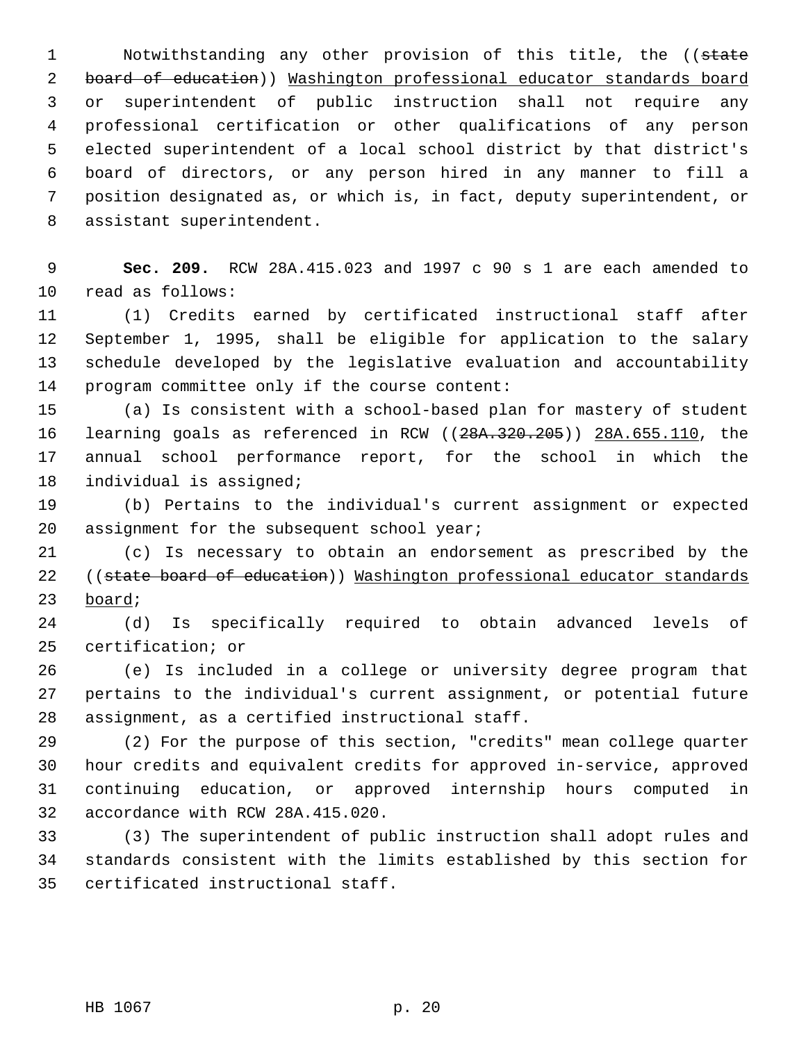Notwithstanding any other provision of this title, the ((~~state board of education~~)) <u>Washington professional educator standards board</u> or superintendent of public instruction shall not require any professional certification or other qualifications of any person elected superintendent of a local school district by that district's board of directors, or any person hired in any manner to fill a position designated as, or which is, in fact, deputy superintendent, or assistant superintendent.

**Sec. 209.** RCW 28A.415.023 and 1997 c 90 s 1 are each amended to read as follows:

(1) Credits earned by certificated instructional staff after September 1, 1995, shall be eligible for application to the salary schedule developed by the legislative evaluation and accountability program committee only if the course content:

(a) Is consistent with a school-based plan for mastery of student learning goals as referenced in RCW ((~~28A.320.205~~)) <u>28A.655.110</u>, the annual school performance report, for the school in which the individual is assigned;

(b) Pertains to the individual's current assignment or expected assignment for the subsequent school year;

(c) Is necessary to obtain an endorsement as prescribed by the ((~~state board of education~~)) <u>Washington professional educator standards board</u>;

(d) Is specifically required to obtain advanced levels of certification; or

(e) Is included in a college or university degree program that pertains to the individual's current assignment, or potential future assignment, as a certified instructional staff.

(2) For the purpose of this section, "credits" mean college quarter hour credits and equivalent credits for approved in-service, approved continuing education, or approved internship hours computed in accordance with RCW 28A.415.020.

(3) The superintendent of public instruction shall adopt rules and standards consistent with the limits established by this section for certificated instructional staff.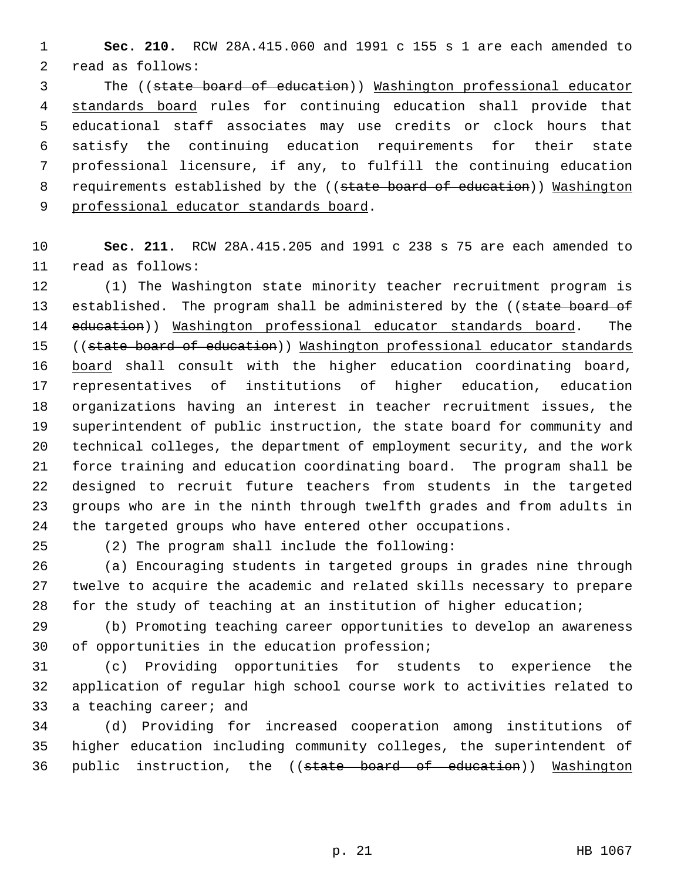**Sec. 210.** RCW 28A.415.060 and 1991 c 155 s 1 are each amended to read as follows:

The ((~~state board of education~~)) <u>Washington professional educator standards board</u> rules for continuing education shall provide that educational staff associates may use credits or clock hours that satisfy the continuing education requirements for their state professional licensure, if any, to fulfill the continuing education requirements established by the ((~~state board of education~~)) <u>Washington professional educator standards board</u>.

**Sec. 211.** RCW 28A.415.205 and 1991 c 238 s 75 are each amended to read as follows:

(1) The Washington state minority teacher recruitment program is established. The program shall be administered by the ((~~state board of education~~)) <u>Washington professional educator standards board</u>. The ((~~state board of education~~)) <u>Washington professional educator standards board</u> shall consult with the higher education coordinating board, representatives of institutions of higher education, education organizations having an interest in teacher recruitment issues, the superintendent of public instruction, the state board for community and technical colleges, the department of employment security, and the work force training and education coordinating board. The program shall be designed to recruit future teachers from students in the targeted groups who are in the ninth through twelfth grades and from adults in the targeted groups who have entered other occupations.

(2) The program shall include the following:

(a) Encouraging students in targeted groups in grades nine through twelve to acquire the academic and related skills necessary to prepare for the study of teaching at an institution of higher education;

(b) Promoting teaching career opportunities to develop an awareness of opportunities in the education profession;

(c) Providing opportunities for students to experience the application of regular high school course work to activities related to a teaching career; and

(d) Providing for increased cooperation among institutions of higher education including community colleges, the superintendent of public instruction, the ((~~state board of education~~)) <u>Washington</u>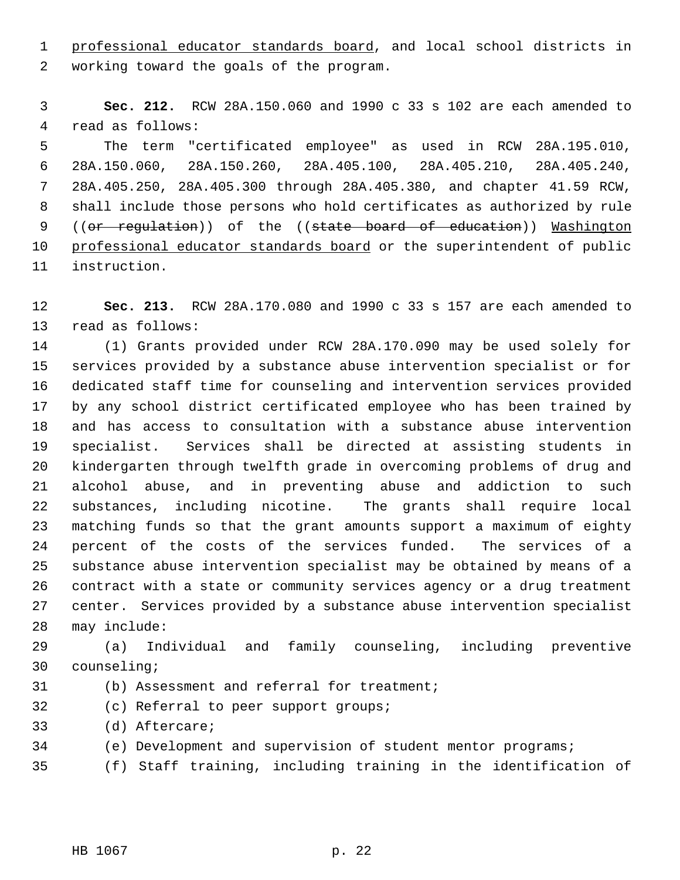professional educator standards board, and local school districts in working toward the goals of the program.

**Sec. 212.** RCW 28A.150.060 and 1990 c 33 s 102 are each amended to read as follows:

The term "certificated employee" as used in RCW 28A.195.010, 28A.150.060, 28A.150.260, 28A.405.100, 28A.405.210, 28A.405.240, 28A.405.250, 28A.405.300 through 28A.405.380, and chapter 41.59 RCW, shall include those persons who hold certificates as authorized by rule ((~~or regulation~~)) of the ((~~state board of education~~)) Washington professional educator standards board or the superintendent of public instruction.

**Sec. 213.** RCW 28A.170.080 and 1990 c 33 s 157 are each amended to read as follows:

(1) Grants provided under RCW 28A.170.090 may be used solely for services provided by a substance abuse intervention specialist or for dedicated staff time for counseling and intervention services provided by any school district certificated employee who has been trained by and has access to consultation with a substance abuse intervention specialist. Services shall be directed at assisting students in kindergarten through twelfth grade in overcoming problems of drug and alcohol abuse, and in preventing abuse and addiction to such substances, including nicotine. The grants shall require local matching funds so that the grant amounts support a maximum of eighty percent of the costs of the services funded. The services of a substance abuse intervention specialist may be obtained by means of a contract with a state or community services agency or a drug treatment center. Services provided by a substance abuse intervention specialist may include:

(a) Individual and family counseling, including preventive counseling;

(b) Assessment and referral for treatment;

(c) Referral to peer support groups;

(d) Aftercare;

(e) Development and supervision of student mentor programs;

(f) Staff training, including training in the identification of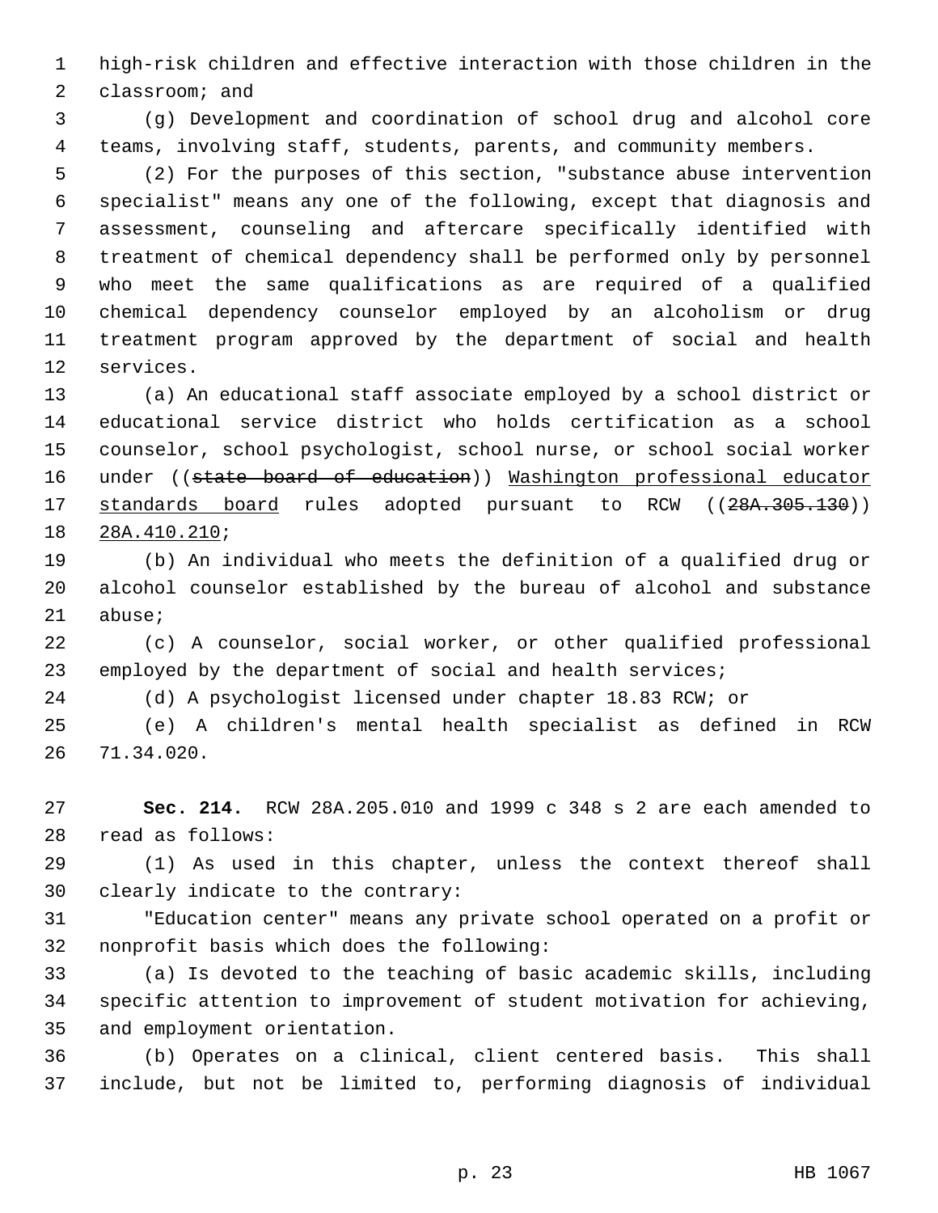high-risk children and effective interaction with those children in the classroom; and

(g) Development and coordination of school drug and alcohol core teams, involving staff, students, parents, and community members.

(2) For the purposes of this section, "substance abuse intervention specialist" means any one of the following, except that diagnosis and assessment, counseling and aftercare specifically identified with treatment of chemical dependency shall be performed only by personnel who meet the same qualifications as are required of a qualified chemical dependency counselor employed by an alcoholism or drug treatment program approved by the department of social and health services.

(a) An educational staff associate employed by a school district or educational service district who holds certification as a school counselor, school psychologist, school nurse, or school social worker under ((~~state board of education~~)) <u>Washington professional educator standards board</u> rules adopted pursuant to RCW ((~~28A.305.130~~)) <u>28A.410.210</u>;

(b) An individual who meets the definition of a qualified drug or alcohol counselor established by the bureau of alcohol and substance abuse;

(c) A counselor, social worker, or other qualified professional employed by the department of social and health services;

(d) A psychologist licensed under chapter 18.83 RCW; or

(e) A children's mental health specialist as defined in RCW 71.34.020.

**Sec. 214.** RCW 28A.205.010 and 1999 c 348 s 2 are each amended to read as follows:

(1) As used in this chapter, unless the context thereof shall clearly indicate to the contrary:

"Education center" means any private school operated on a profit or nonprofit basis which does the following:

(a) Is devoted to the teaching of basic academic skills, including specific attention to improvement of student motivation for achieving, and employment orientation.

(b) Operates on a clinical, client centered basis. This shall include, but not be limited to, performing diagnosis of individual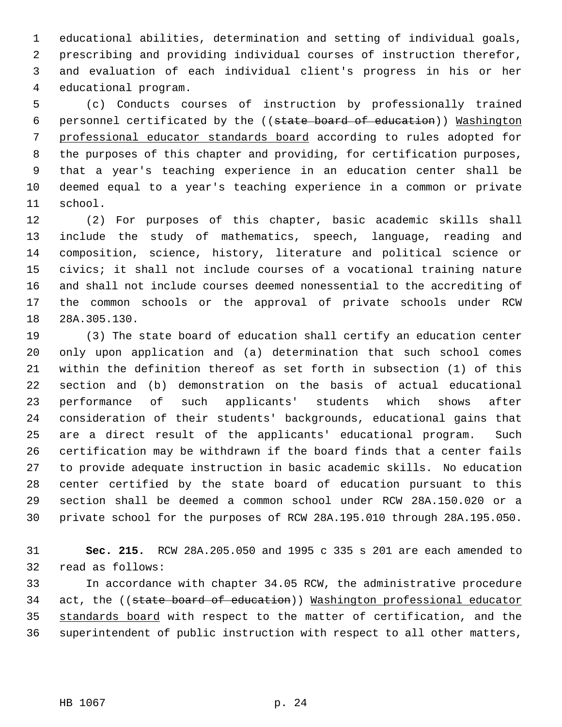educational abilities, determination and setting of individual goals, prescribing and providing individual courses of instruction therefor, and evaluation of each individual client's progress in his or her educational program.

(c) Conducts courses of instruction by professionally trained personnel certificated by the ((~~state board of education~~)) <u>Washington professional educator standards board</u> according to rules adopted for the purposes of this chapter and providing, for certification purposes, that a year's teaching experience in an education center shall be deemed equal to a year's teaching experience in a common or private school.

(2) For purposes of this chapter, basic academic skills shall include the study of mathematics, speech, language, reading and composition, science, history, literature and political science or civics; it shall not include courses of a vocational training nature and shall not include courses deemed nonessential to the accrediting of the common schools or the approval of private schools under RCW 28A.305.130.

(3) The state board of education shall certify an education center only upon application and (a) determination that such school comes within the definition thereof as set forth in subsection (1) of this section and (b) demonstration on the basis of actual educational performance of such applicants' students which shows after consideration of their students' backgrounds, educational gains that are a direct result of the applicants' educational program. Such certification may be withdrawn if the board finds that a center fails to provide adequate instruction in basic academic skills. No education center certified by the state board of education pursuant to this section shall be deemed a common school under RCW 28A.150.020 or a private school for the purposes of RCW 28A.195.010 through 28A.195.050.

**Sec. 215.** RCW 28A.205.050 and 1995 c 335 s 201 are each amended to read as follows:

In accordance with chapter 34.05 RCW, the administrative procedure act, the ((~~state board of education~~)) <u>Washington professional educator standards board</u> with respect to the matter of certification, and the superintendent of public instruction with respect to all other matters,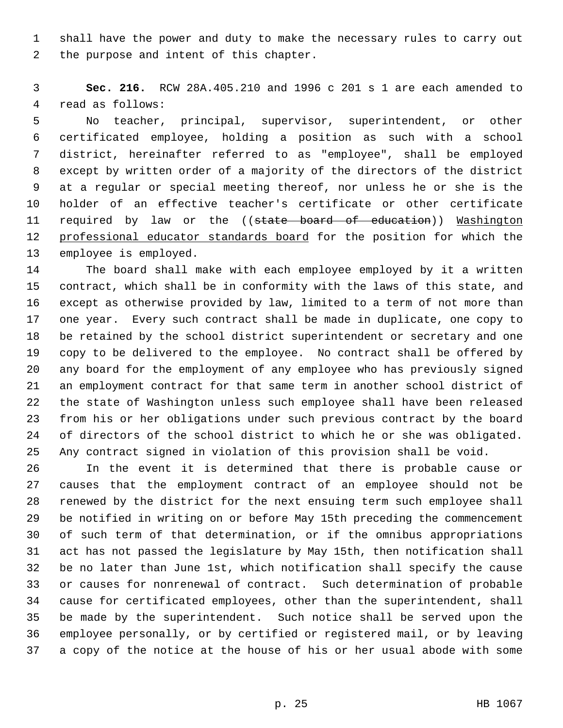shall have the power and duty to make the necessary rules to carry out the purpose and intent of this chapter.

**Sec. 216.** RCW 28A.405.210 and 1996 c 201 s 1 are each amended to read as follows:

No teacher, principal, supervisor, superintendent, or other certificated employee, holding a position as such with a school district, hereinafter referred to as "employee", shall be employed except by written order of a majority of the directors of the district at a regular or special meeting thereof, nor unless he or she is the holder of an effective teacher's certificate or other certificate required by law or the ((~~state board of education~~)) <u>Washington professional educator standards board</u> for the position for which the employee is employed.

The board shall make with each employee employed by it a written contract, which shall be in conformity with the laws of this state, and except as otherwise provided by law, limited to a term of not more than one year. Every such contract shall be made in duplicate, one copy to be retained by the school district superintendent or secretary and one copy to be delivered to the employee. No contract shall be offered by any board for the employment of any employee who has previously signed an employment contract for that same term in another school district of the state of Washington unless such employee shall have been released from his or her obligations under such previous contract by the board of directors of the school district to which he or she was obligated. Any contract signed in violation of this provision shall be void.

In the event it is determined that there is probable cause or causes that the employment contract of an employee should not be renewed by the district for the next ensuing term such employee shall be notified in writing on or before May 15th preceding the commencement of such term of that determination, or if the omnibus appropriations act has not passed the legislature by May 15th, then notification shall be no later than June 1st, which notification shall specify the cause or causes for nonrenewal of contract. Such determination of probable cause for certificated employees, other than the superintendent, shall be made by the superintendent. Such notice shall be served upon the employee personally, or by certified or registered mail, or by leaving a copy of the notice at the house of his or her usual abode with some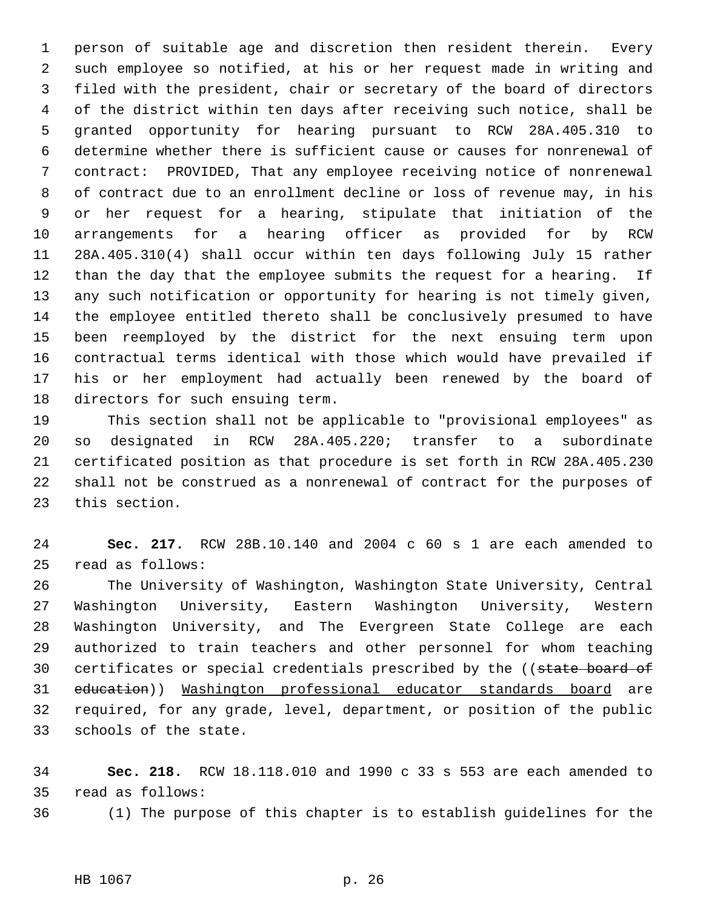person of suitable age and discretion then resident therein. Every such employee so notified, at his or her request made in writing and filed with the president, chair or secretary of the board of directors of the district within ten days after receiving such notice, shall be granted opportunity for hearing pursuant to RCW 28A.405.310 to determine whether there is sufficient cause or causes for nonrenewal of contract: PROVIDED, That any employee receiving notice of nonrenewal of contract due to an enrollment decline or loss of revenue may, in his or her request for a hearing, stipulate that initiation of the arrangements for a hearing officer as provided for by RCW 28A.405.310(4) shall occur within ten days following July 15 rather than the day that the employee submits the request for a hearing. If any such notification or opportunity for hearing is not timely given, the employee entitled thereto shall be conclusively presumed to have been reemployed by the district for the next ensuing term upon contractual terms identical with those which would have prevailed if his or her employment had actually been renewed by the board of directors for such ensuing term.

This section shall not be applicable to "provisional employees" as so designated in RCW 28A.405.220; transfer to a subordinate certificated position as that procedure is set forth in RCW 28A.405.230 shall not be construed as a nonrenewal of contract for the purposes of this section.

**Sec. 217.** RCW 28B.10.140 and 2004 c 60 s 1 are each amended to read as follows:

The University of Washington, Washington State University, Central Washington University, Eastern Washington University, Western Washington University, and The Evergreen State College are each authorized to train teachers and other personnel for whom teaching certificates or special credentials prescribed by the ((~~state board of education~~)) <u>Washington professional educator standards board</u> are required, for any grade, level, department, or position of the public schools of the state.

**Sec. 218.** RCW 18.118.010 and 1990 c 33 s 553 are each amended to read as follows:

(1) The purpose of this chapter is to establish guidelines for the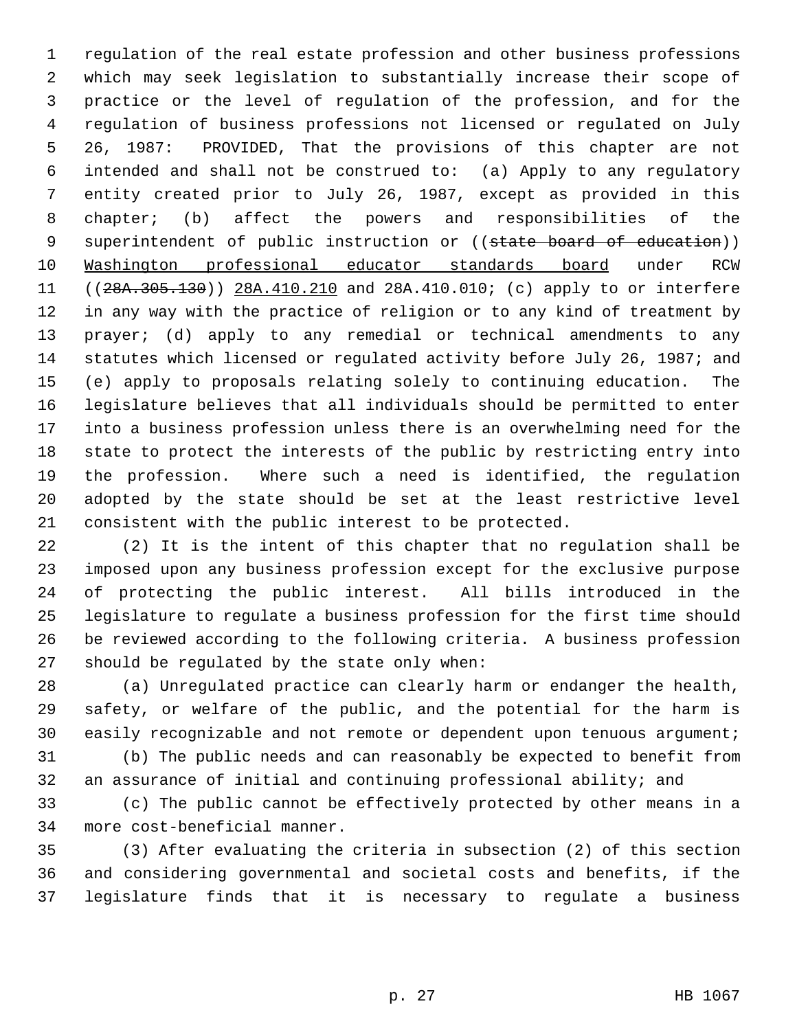regulation of the real estate profession and other business professions which may seek legislation to substantially increase their scope of practice or the level of regulation of the profession, and for the regulation of business professions not licensed or regulated on July 26, 1987: PROVIDED, That the provisions of this chapter are not intended and shall not be construed to: (a) Apply to any regulatory entity created prior to July 26, 1987, except as provided in this chapter; (b) affect the powers and responsibilities of the superintendent of public instruction or ((~~state board of education~~)) <u>Washington professional educator standards board</u> under RCW ((~~28A.305.130~~)) <u>28A.410.210</u> and 28A.410.010; (c) apply to or interfere in any way with the practice of religion or to any kind of treatment by prayer; (d) apply to any remedial or technical amendments to any statutes which licensed or regulated activity before July 26, 1987; and (e) apply to proposals relating solely to continuing education. The legislature believes that all individuals should be permitted to enter into a business profession unless there is an overwhelming need for the state to protect the interests of the public by restricting entry into the profession. Where such a need is identified, the regulation adopted by the state should be set at the least restrictive level consistent with the public interest to be protected.

(2) It is the intent of this chapter that no regulation shall be imposed upon any business profession except for the exclusive purpose of protecting the public interest. All bills introduced in the legislature to regulate a business profession for the first time should be reviewed according to the following criteria. A business profession should be regulated by the state only when:

(a) Unregulated practice can clearly harm or endanger the health, safety, or welfare of the public, and the potential for the harm is easily recognizable and not remote or dependent upon tenuous argument;

(b) The public needs and can reasonably be expected to benefit from an assurance of initial and continuing professional ability; and

(c) The public cannot be effectively protected by other means in a more cost-beneficial manner.

(3) After evaluating the criteria in subsection (2) of this section and considering governmental and societal costs and benefits, if the legislature finds that it is necessary to regulate a business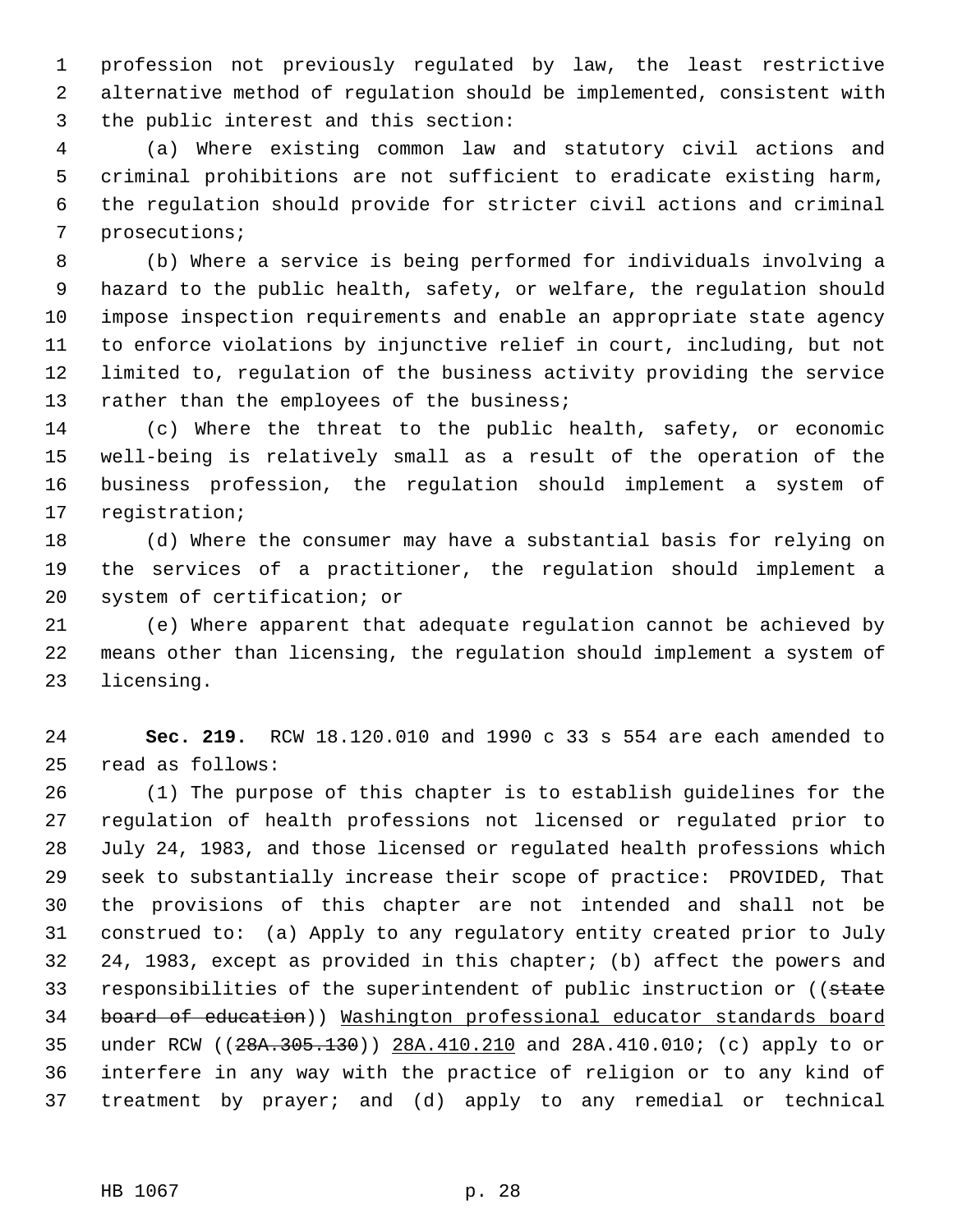profession not previously regulated by law, the least restrictive alternative method of regulation should be implemented, consistent with the public interest and this section:

(a) Where existing common law and statutory civil actions and criminal prohibitions are not sufficient to eradicate existing harm, the regulation should provide for stricter civil actions and criminal prosecutions;

(b) Where a service is being performed for individuals involving a hazard to the public health, safety, or welfare, the regulation should impose inspection requirements and enable an appropriate state agency to enforce violations by injunctive relief in court, including, but not limited to, regulation of the business activity providing the service rather than the employees of the business;

(c) Where the threat to the public health, safety, or economic well-being is relatively small as a result of the operation of the business profession, the regulation should implement a system of registration;

(d) Where the consumer may have a substantial basis for relying on the services of a practitioner, the regulation should implement a system of certification; or

(e) Where apparent that adequate regulation cannot be achieved by means other than licensing, the regulation should implement a system of licensing.

**Sec. 219.** RCW 18.120.010 and 1990 c 33 s 554 are each amended to read as follows:

(1) The purpose of this chapter is to establish guidelines for the regulation of health professions not licensed or regulated prior to July 24, 1983, and those licensed or regulated health professions which seek to substantially increase their scope of practice: PROVIDED, That the provisions of this chapter are not intended and shall not be construed to: (a) Apply to any regulatory entity created prior to July 24, 1983, except as provided in this chapter; (b) affect the powers and responsibilities of the superintendent of public instruction or ((~~state board of education~~)) Washington professional educator standards board under RCW ((~~28A.305.130~~)) 28A.410.210 and 28A.410.010; (c) apply to or interfere in any way with the practice of religion or to any kind of treatment by prayer; and (d) apply to any remedial or technical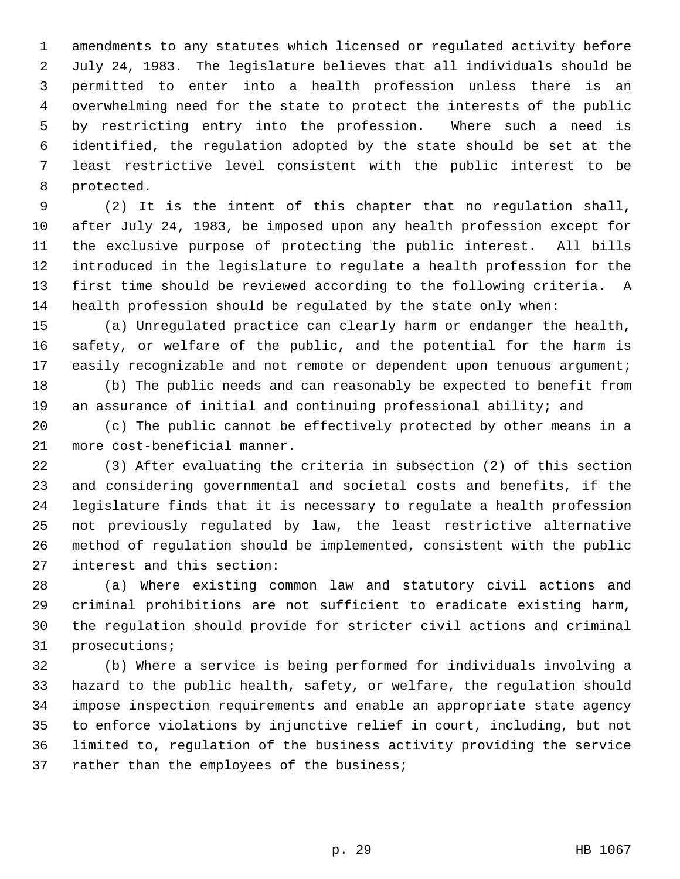amendments to any statutes which licensed or regulated activity before July 24, 1983. The legislature believes that all individuals should be permitted to enter into a health profession unless there is an overwhelming need for the state to protect the interests of the public by restricting entry into the profession. Where such a need is identified, the regulation adopted by the state should be set at the least restrictive level consistent with the public interest to be protected.

(2) It is the intent of this chapter that no regulation shall, after July 24, 1983, be imposed upon any health profession except for the exclusive purpose of protecting the public interest. All bills introduced in the legislature to regulate a health profession for the first time should be reviewed according to the following criteria. A health profession should be regulated by the state only when:

(a) Unregulated practice can clearly harm or endanger the health, safety, or welfare of the public, and the potential for the harm is easily recognizable and not remote or dependent upon tenuous argument;

(b) The public needs and can reasonably be expected to benefit from an assurance of initial and continuing professional ability; and

(c) The public cannot be effectively protected by other means in a more cost-beneficial manner.

(3) After evaluating the criteria in subsection (2) of this section and considering governmental and societal costs and benefits, if the legislature finds that it is necessary to regulate a health profession not previously regulated by law, the least restrictive alternative method of regulation should be implemented, consistent with the public interest and this section:

(a) Where existing common law and statutory civil actions and criminal prohibitions are not sufficient to eradicate existing harm, the regulation should provide for stricter civil actions and criminal prosecutions;

(b) Where a service is being performed for individuals involving a hazard to the public health, safety, or welfare, the regulation should impose inspection requirements and enable an appropriate state agency to enforce violations by injunctive relief in court, including, but not limited to, regulation of the business activity providing the service rather than the employees of the business;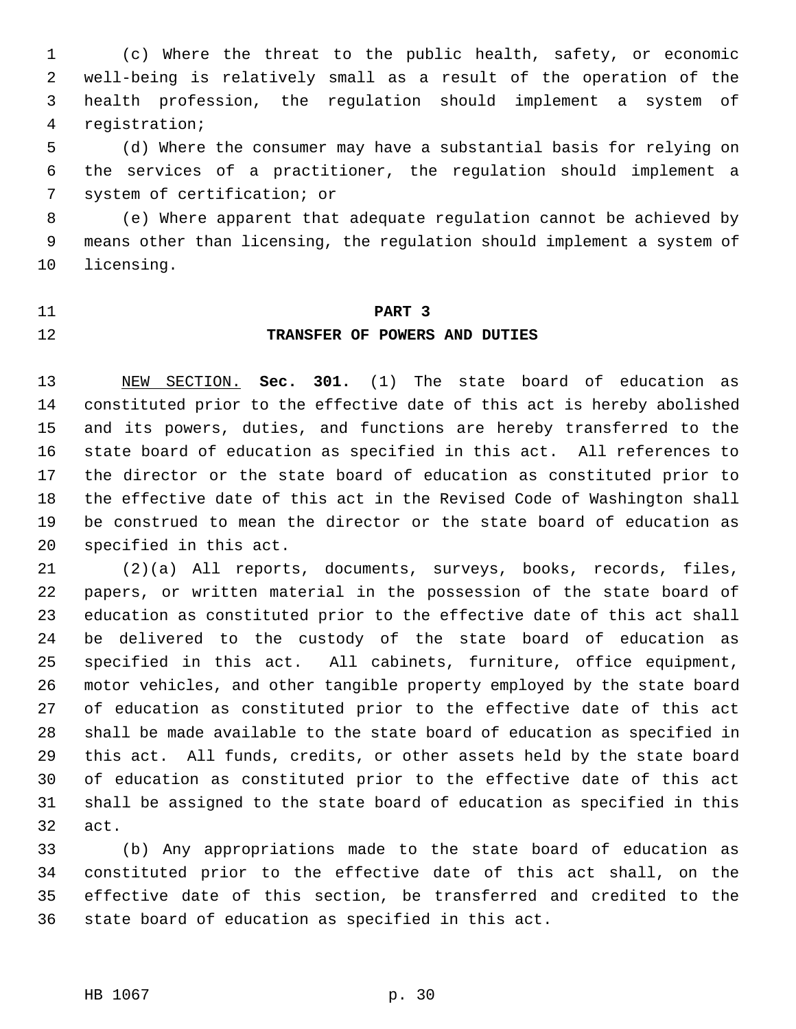(c) Where the threat to the public health, safety, or economic well-being is relatively small as a result of the operation of the health profession, the regulation should implement a system of registration;

(d) Where the consumer may have a substantial basis for relying on the services of a practitioner, the regulation should implement a system of certification; or

(e) Where apparent that adequate regulation cannot be achieved by means other than licensing, the regulation should implement a system of licensing.

## PART 3
## TRANSFER OF POWERS AND DUTIES

NEW SECTION. **Sec. 301.** (1) The state board of education as constituted prior to the effective date of this act is hereby abolished and its powers, duties, and functions are hereby transferred to the state board of education as specified in this act. All references to the director or the state board of education as constituted prior to the effective date of this act in the Revised Code of Washington shall be construed to mean the director or the state board of education as specified in this act.

(2)(a) All reports, documents, surveys, books, records, files, papers, or written material in the possession of the state board of education as constituted prior to the effective date of this act shall be delivered to the custody of the state board of education as specified in this act. All cabinets, furniture, office equipment, motor vehicles, and other tangible property employed by the state board of education as constituted prior to the effective date of this act shall be made available to the state board of education as specified in this act. All funds, credits, or other assets held by the state board of education as constituted prior to the effective date of this act shall be assigned to the state board of education as specified in this act.

(b) Any appropriations made to the state board of education as constituted prior to the effective date of this act shall, on the effective date of this section, be transferred and credited to the state board of education as specified in this act.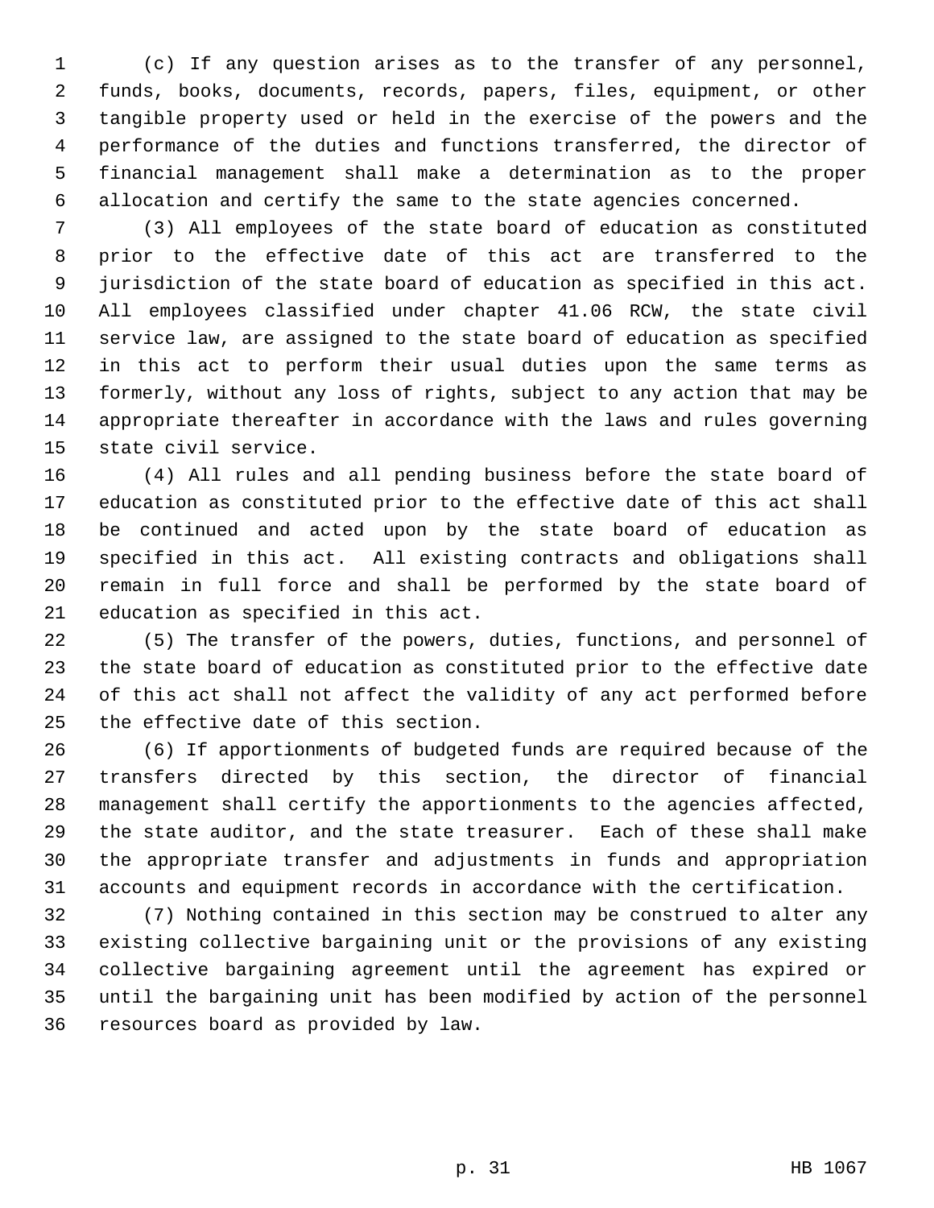(c) If any question arises as to the transfer of any personnel, funds, books, documents, records, papers, files, equipment, or other tangible property used or held in the exercise of the powers and the performance of the duties and functions transferred, the director of financial management shall make a determination as to the proper allocation and certify the same to the state agencies concerned.

(3) All employees of the state board of education as constituted prior to the effective date of this act are transferred to the jurisdiction of the state board of education as specified in this act. All employees classified under chapter 41.06 RCW, the state civil service law, are assigned to the state board of education as specified in this act to perform their usual duties upon the same terms as formerly, without any loss of rights, subject to any action that may be appropriate thereafter in accordance with the laws and rules governing state civil service.

(4) All rules and all pending business before the state board of education as constituted prior to the effective date of this act shall be continued and acted upon by the state board of education as specified in this act. All existing contracts and obligations shall remain in full force and shall be performed by the state board of education as specified in this act.

(5) The transfer of the powers, duties, functions, and personnel of the state board of education as constituted prior to the effective date of this act shall not affect the validity of any act performed before the effective date of this section.

(6) If apportionments of budgeted funds are required because of the transfers directed by this section, the director of financial management shall certify the apportionments to the agencies affected, the state auditor, and the state treasurer. Each of these shall make the appropriate transfer and adjustments in funds and appropriation accounts and equipment records in accordance with the certification.

(7) Nothing contained in this section may be construed to alter any existing collective bargaining unit or the provisions of any existing collective bargaining agreement until the agreement has expired or until the bargaining unit has been modified by action of the personnel resources board as provided by law.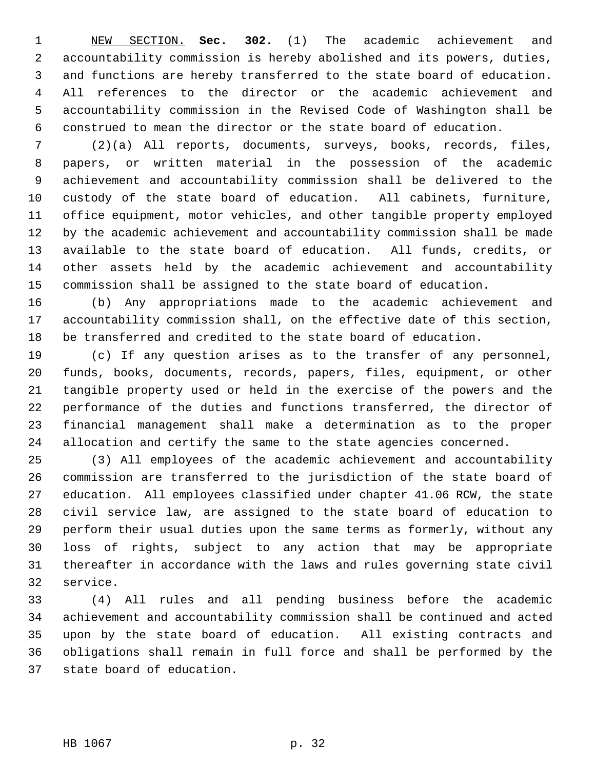NEW SECTION. **Sec. 302.** (1) The academic achievement and accountability commission is hereby abolished and its powers, duties, and functions are hereby transferred to the state board of education. All references to the director or the academic achievement and accountability commission in the Revised Code of Washington shall be construed to mean the director or the state board of education.

(2)(a) All reports, documents, surveys, books, records, files, papers, or written material in the possession of the academic achievement and accountability commission shall be delivered to the custody of the state board of education. All cabinets, furniture, office equipment, motor vehicles, and other tangible property employed by the academic achievement and accountability commission shall be made available to the state board of education. All funds, credits, or other assets held by the academic achievement and accountability commission shall be assigned to the state board of education.

(b) Any appropriations made to the academic achievement and accountability commission shall, on the effective date of this section, be transferred and credited to the state board of education.

(c) If any question arises as to the transfer of any personnel, funds, books, documents, records, papers, files, equipment, or other tangible property used or held in the exercise of the powers and the performance of the duties and functions transferred, the director of financial management shall make a determination as to the proper allocation and certify the same to the state agencies concerned.

(3) All employees of the academic achievement and accountability commission are transferred to the jurisdiction of the state board of education. All employees classified under chapter 41.06 RCW, the state civil service law, are assigned to the state board of education to perform their usual duties upon the same terms as formerly, without any loss of rights, subject to any action that may be appropriate thereafter in accordance with the laws and rules governing state civil service.

(4) All rules and all pending business before the academic achievement and accountability commission shall be continued and acted upon by the state board of education. All existing contracts and obligations shall remain in full force and shall be performed by the state board of education.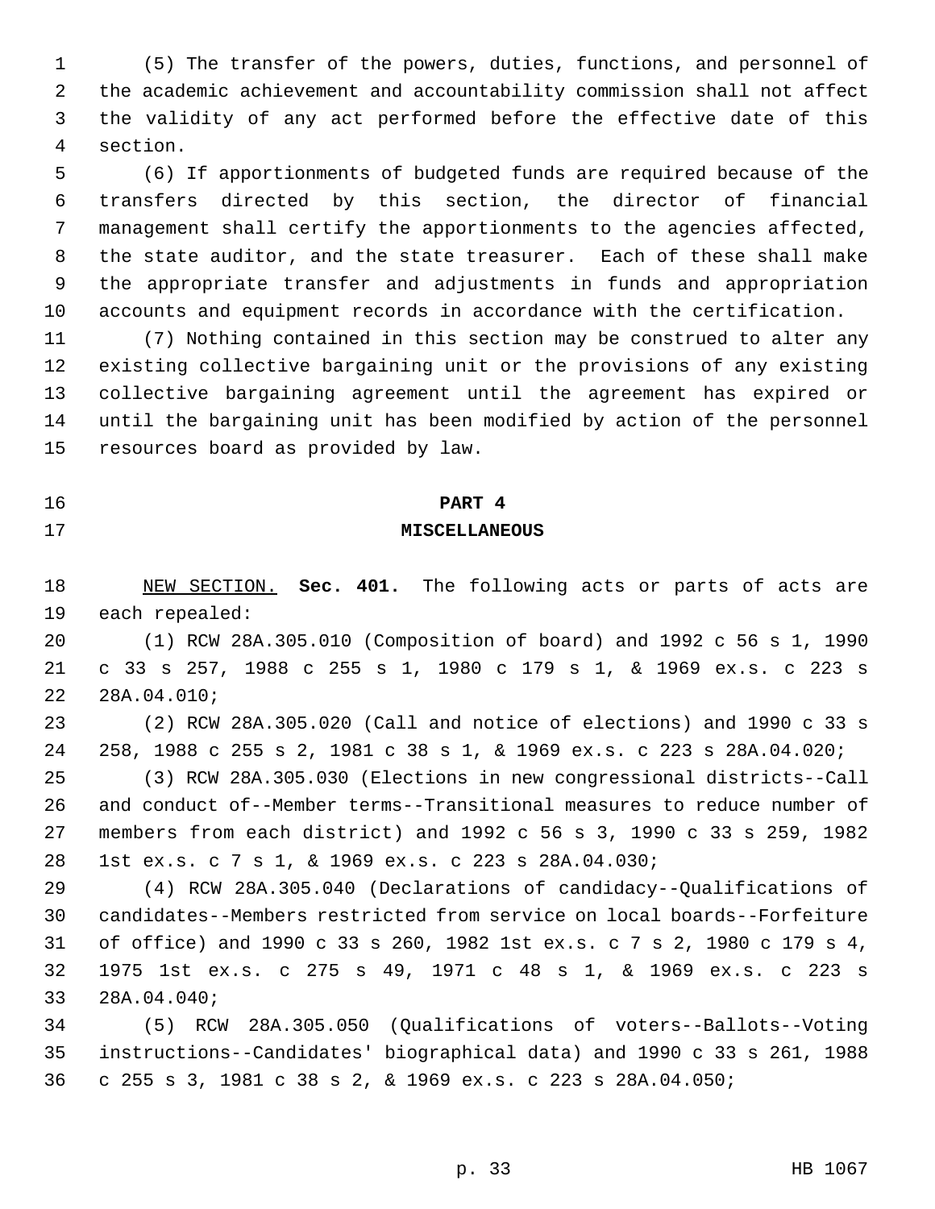(5) The transfer of the powers, duties, functions, and personnel of the academic achievement and accountability commission shall not affect the validity of any act performed before the effective date of this section.

(6) If apportionments of budgeted funds are required because of the transfers directed by this section, the director of financial management shall certify the apportionments to the agencies affected, the state auditor, and the state treasurer. Each of these shall make the appropriate transfer and adjustments in funds and appropriation accounts and equipment records in accordance with the certification.

(7) Nothing contained in this section may be construed to alter any existing collective bargaining unit or the provisions of any existing collective bargaining agreement until the agreement has expired or until the bargaining unit has been modified by action of the personnel resources board as provided by law.

## PART 4
## MISCELLANEOUS

NEW SECTION. **Sec. 401.** The following acts or parts of acts are each repealed:

(1) RCW 28A.305.010 (Composition of board) and 1992 c 56 s 1, 1990 c 33 s 257, 1988 c 255 s 1, 1980 c 179 s 1, & 1969 ex.s. c 223 s 28A.04.010;

(2) RCW 28A.305.020 (Call and notice of elections) and 1990 c 33 s 258, 1988 c 255 s 2, 1981 c 38 s 1, & 1969 ex.s. c 223 s 28A.04.020;

(3) RCW 28A.305.030 (Elections in new congressional districts--Call and conduct of--Member terms--Transitional measures to reduce number of members from each district) and 1992 c 56 s 3, 1990 c 33 s 259, 1982 1st ex.s. c 7 s 1, & 1969 ex.s. c 223 s 28A.04.030;

(4) RCW 28A.305.040 (Declarations of candidacy--Qualifications of candidates--Members restricted from service on local boards--Forfeiture of office) and 1990 c 33 s 260, 1982 1st ex.s. c 7 s 2, 1980 c 179 s 4, 1975 1st ex.s. c 275 s 49, 1971 c 48 s 1, & 1969 ex.s. c 223 s 28A.04.040;

(5) RCW 28A.305.050 (Qualifications of voters--Ballots--Voting instructions--Candidates' biographical data) and 1990 c 33 s 261, 1988 c 255 s 3, 1981 c 38 s 2, & 1969 ex.s. c 223 s 28A.04.050;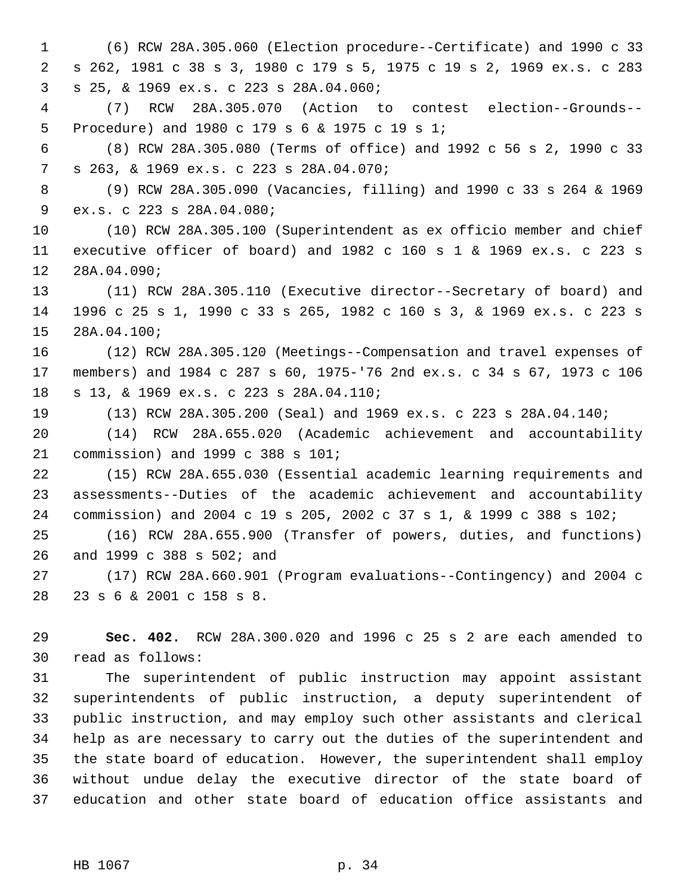(6) RCW 28A.305.060 (Election procedure--Certificate) and 1990 c 33 s 262, 1981 c 38 s 3, 1980 c 179 s 5, 1975 c 19 s 2, 1969 ex.s. c 283 s 25, & 1969 ex.s. c 223 s 28A.04.060;

(7) RCW 28A.305.070 (Action to contest election--Grounds--Procedure) and 1980 c 179 s 6 & 1975 c 19 s 1;

(8) RCW 28A.305.080 (Terms of office) and 1992 c 56 s 2, 1990 c 33 s 263, & 1969 ex.s. c 223 s 28A.04.070;

(9) RCW 28A.305.090 (Vacancies, filling) and 1990 c 33 s 264 & 1969 ex.s. c 223 s 28A.04.080;

(10) RCW 28A.305.100 (Superintendent as ex officio member and chief executive officer of board) and 1982 c 160 s 1 & 1969 ex.s. c 223 s 28A.04.090;

(11) RCW 28A.305.110 (Executive director--Secretary of board) and 1996 c 25 s 1, 1990 c 33 s 265, 1982 c 160 s 3, & 1969 ex.s. c 223 s 28A.04.100;

(12) RCW 28A.305.120 (Meetings--Compensation and travel expenses of members) and 1984 c 287 s 60, 1975-'76 2nd ex.s. c 34 s 67, 1973 c 106 s 13, & 1969 ex.s. c 223 s 28A.04.110;

(13) RCW 28A.305.200 (Seal) and 1969 ex.s. c 223 s 28A.04.140;

(14) RCW 28A.655.020 (Academic achievement and accountability commission) and 1999 c 388 s 101;

(15) RCW 28A.655.030 (Essential academic learning requirements and assessments--Duties of the academic achievement and accountability commission) and 2004 c 19 s 205, 2002 c 37 s 1, & 1999 c 388 s 102;

(16) RCW 28A.655.900 (Transfer of powers, duties, and functions) and 1999 c 388 s 502; and

(17) RCW 28A.660.901 (Program evaluations--Contingency) and 2004 c 23 s 6 & 2001 c 158 s 8.

**Sec. 402.** RCW 28A.300.020 and 1996 c 25 s 2 are each amended to read as follows:

The superintendent of public instruction may appoint assistant superintendents of public instruction, a deputy superintendent of public instruction, and may employ such other assistants and clerical help as are necessary to carry out the duties of the superintendent and the state board of education. However, the superintendent shall employ without undue delay the executive director of the state board of education and other state board of education office assistants and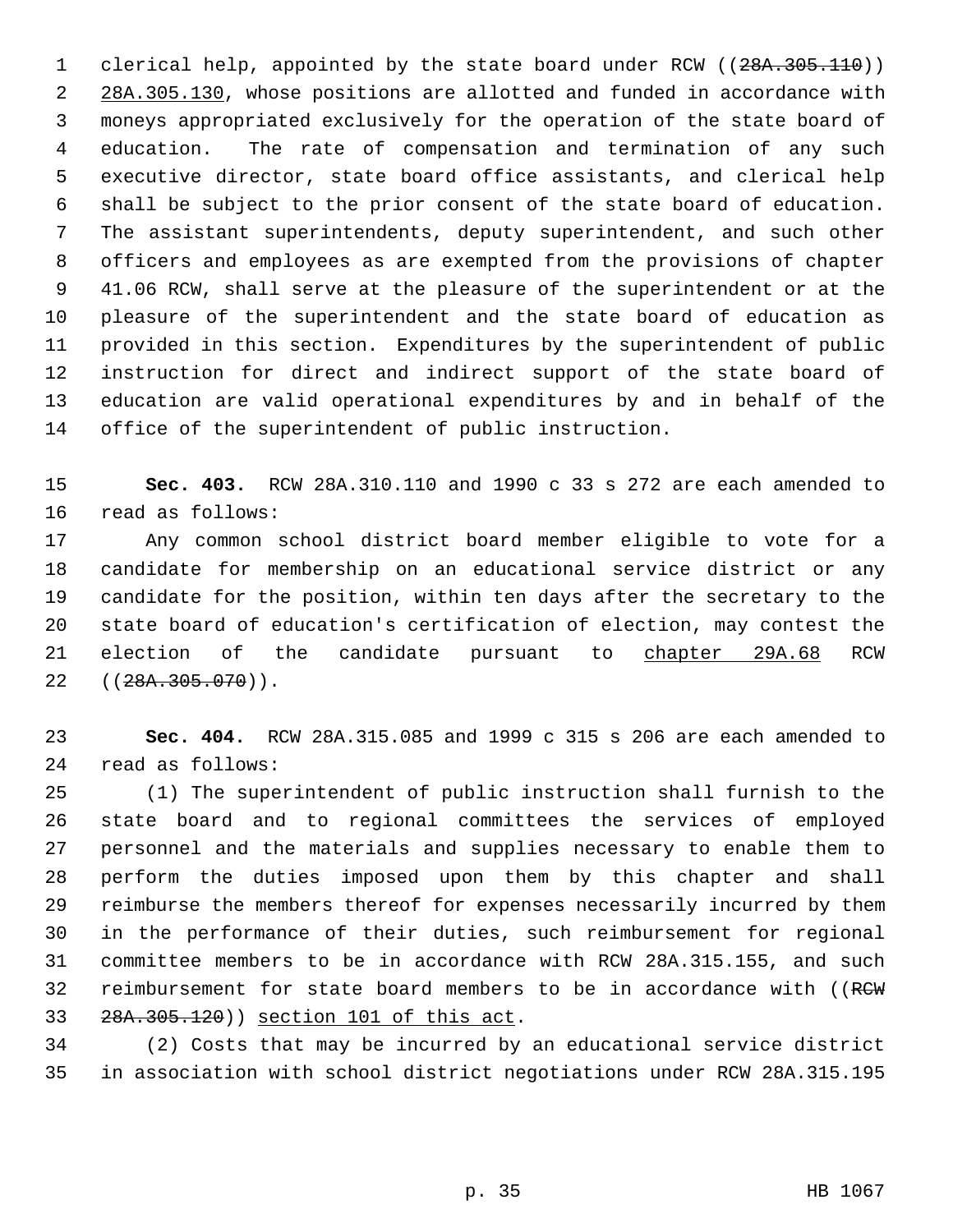clerical help, appointed by the state board under RCW ((~~28A.305.110~~)) 28A.305.130, whose positions are allotted and funded in accordance with moneys appropriated exclusively for the operation of the state board of education. The rate of compensation and termination of any such executive director, state board office assistants, and clerical help shall be subject to the prior consent of the state board of education. The assistant superintendents, deputy superintendent, and such other officers and employees as are exempted from the provisions of chapter 41.06 RCW, shall serve at the pleasure of the superintendent or at the pleasure of the superintendent and the state board of education as provided in this section. Expenditures by the superintendent of public instruction for direct and indirect support of the state board of education are valid operational expenditures by and in behalf of the office of the superintendent of public instruction.

**Sec. 403.** RCW 28A.310.110 and 1990 c 33 s 272 are each amended to read as follows:

Any common school district board member eligible to vote for a candidate for membership on an educational service district or any candidate for the position, within ten days after the secretary to the state board of education's certification of election, may contest the election of the candidate pursuant to chapter 29A.68 RCW ((~~28A.305.070~~)).

**Sec. 404.** RCW 28A.315.085 and 1999 c 315 s 206 are each amended to read as follows:

(1) The superintendent of public instruction shall furnish to the state board and to regional committees the services of employed personnel and the materials and supplies necessary to enable them to perform the duties imposed upon them by this chapter and shall reimburse the members thereof for expenses necessarily incurred by them in the performance of their duties, such reimbursement for regional committee members to be in accordance with RCW 28A.315.155, and such reimbursement for state board members to be in accordance with ((~~RCW 28A.305.120~~)) section 101 of this act.

(2) Costs that may be incurred by an educational service district in association with school district negotiations under RCW 28A.315.195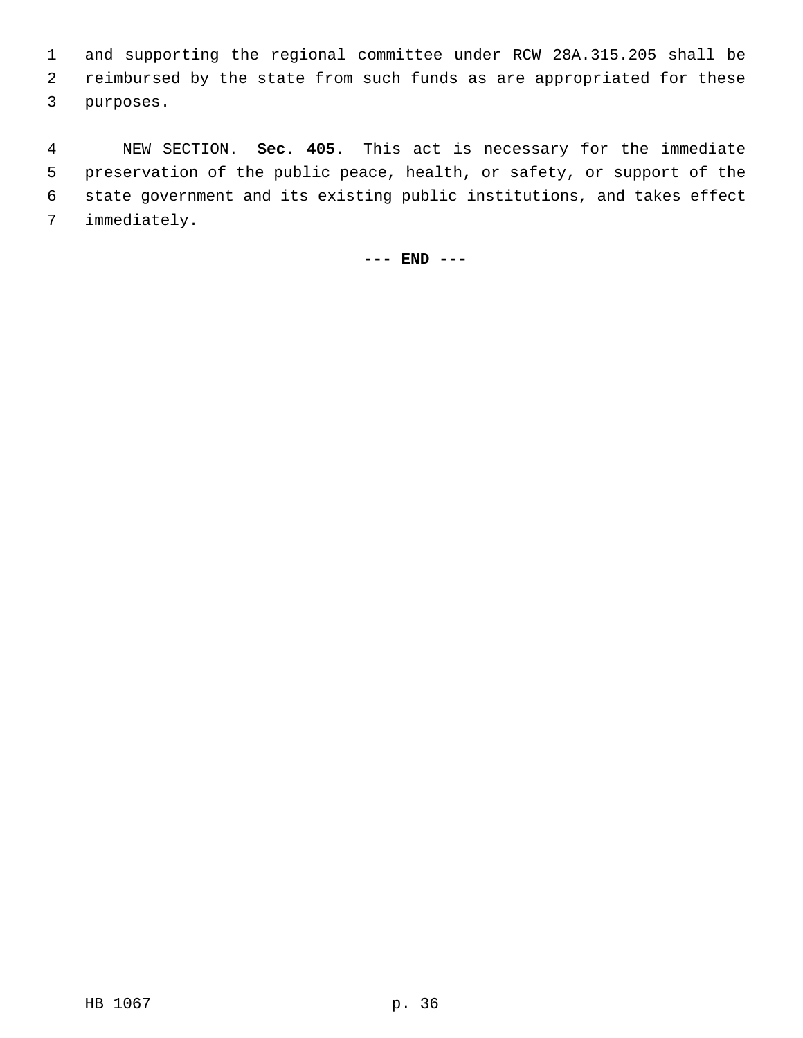and supporting the regional committee under RCW 28A.315.205 shall be reimbursed by the state from such funds as are appropriated for these purposes.

NEW SECTION. **Sec. 405.** This act is necessary for the immediate preservation of the public peace, health, or safety, or support of the state government and its existing public institutions, and takes effect immediately.

**--- END ---**